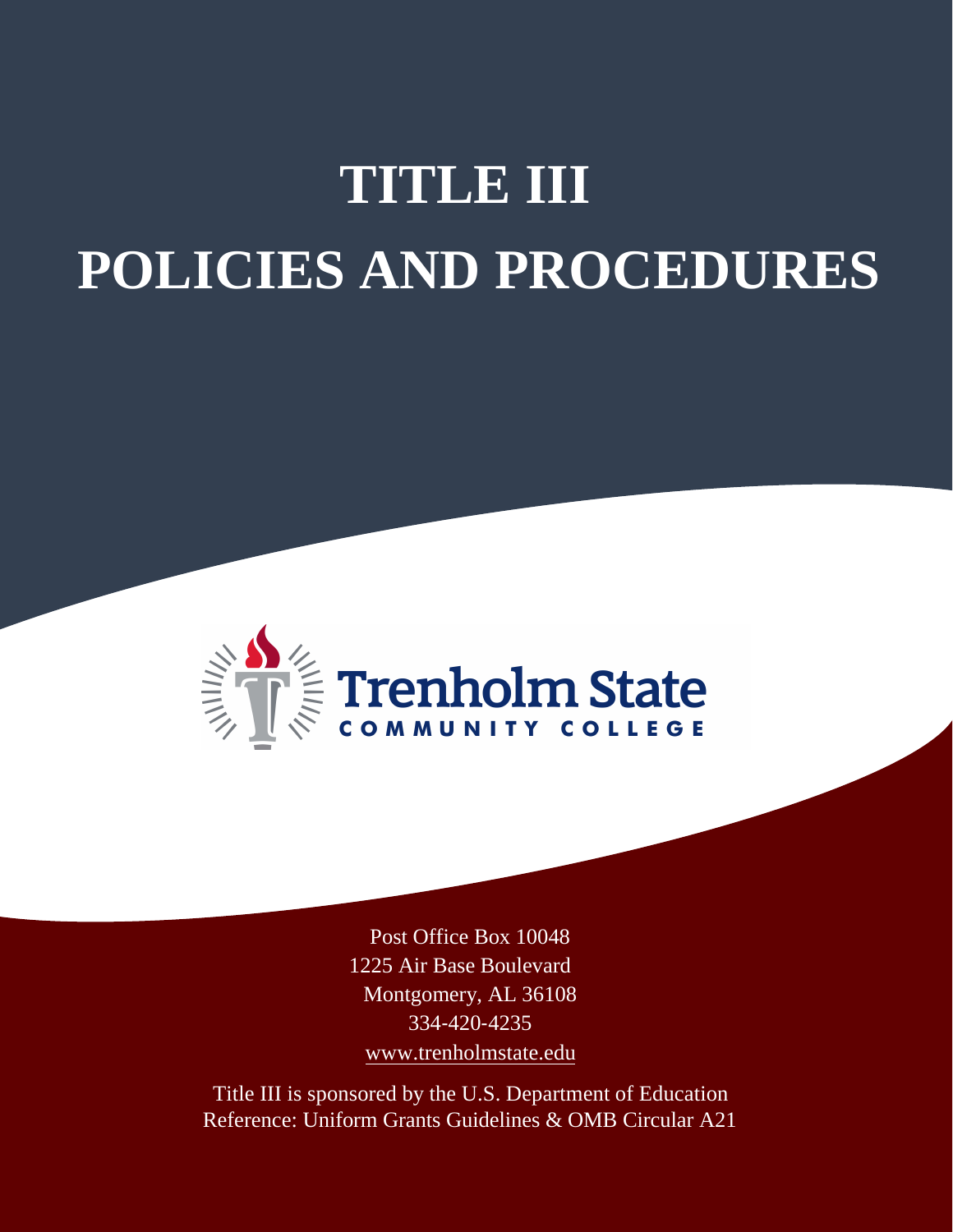# TITLE III

# POLICIES AND PROCEDURES

Trenholm State
COMMUNITY COLLEGE

Post Office Box 10048
1225 Air Base Boulevard
Montgomery, AL 36108
334-420-4235
www.trenholmstate.edu

Title III is sponsored by the U.S. Department of Education
Reference: Uniform Grants Guidelines & OMB Circular A21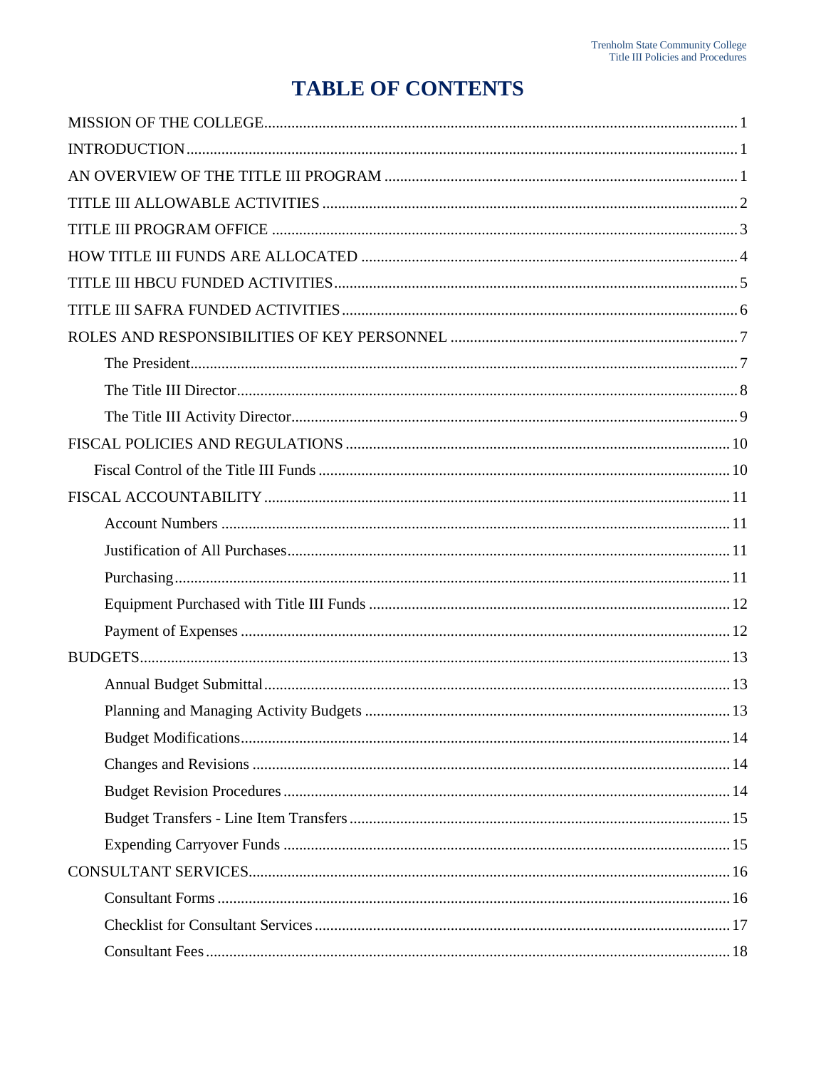# TABLE OF CONTENTS

MISSION OF THE COLLEGE ........ 1

INTRODUCTION ........ 1

AN OVERVIEW OF THE TITLE III PROGRAM ........ 1

TITLE III ALLOWABLE ACTIVITIES ........ 2

TITLE III PROGRAM OFFICE ........ 3

HOW TITLE III FUNDS ARE ALLOCATED ........ 4

TITLE III HBCU FUNDED ACTIVITIES ........ 5

TITLE III SAFRA FUNDED ACTIVITIES ........ 6

ROLES AND RESPONSIBILITIES OF KEY PERSONNEL ........ 7

- The President ........ 7
- The Title III Director ........ 8
- The Title III Activity Director ........ 9

FISCAL POLICIES AND REGULATIONS ........ 10

- Fiscal Control of the Title III Funds ........ 10

FISCAL ACCOUNTABILITY ........ 11

- Account Numbers ........ 11
- Justification of All Purchases ........ 11
- Purchasing ........ 11
- Equipment Purchased with Title III Funds ........ 12
- Payment of Expenses ........ 12

BUDGETS ........ 13

- Annual Budget Submittal ........ 13
- Planning and Managing Activity Budgets ........ 13
- Budget Modifications ........ 14
- Changes and Revisions ........ 14
- Budget Revision Procedures ........ 14
- Budget Transfers - Line Item Transfers ........ 15
- Expending Carryover Funds ........ 15

CONSULTANT SERVICES ........ 16

- Consultant Forms ........ 16
- Checklist for Consultant Services ........ 17
- Consultant Fees ........ 18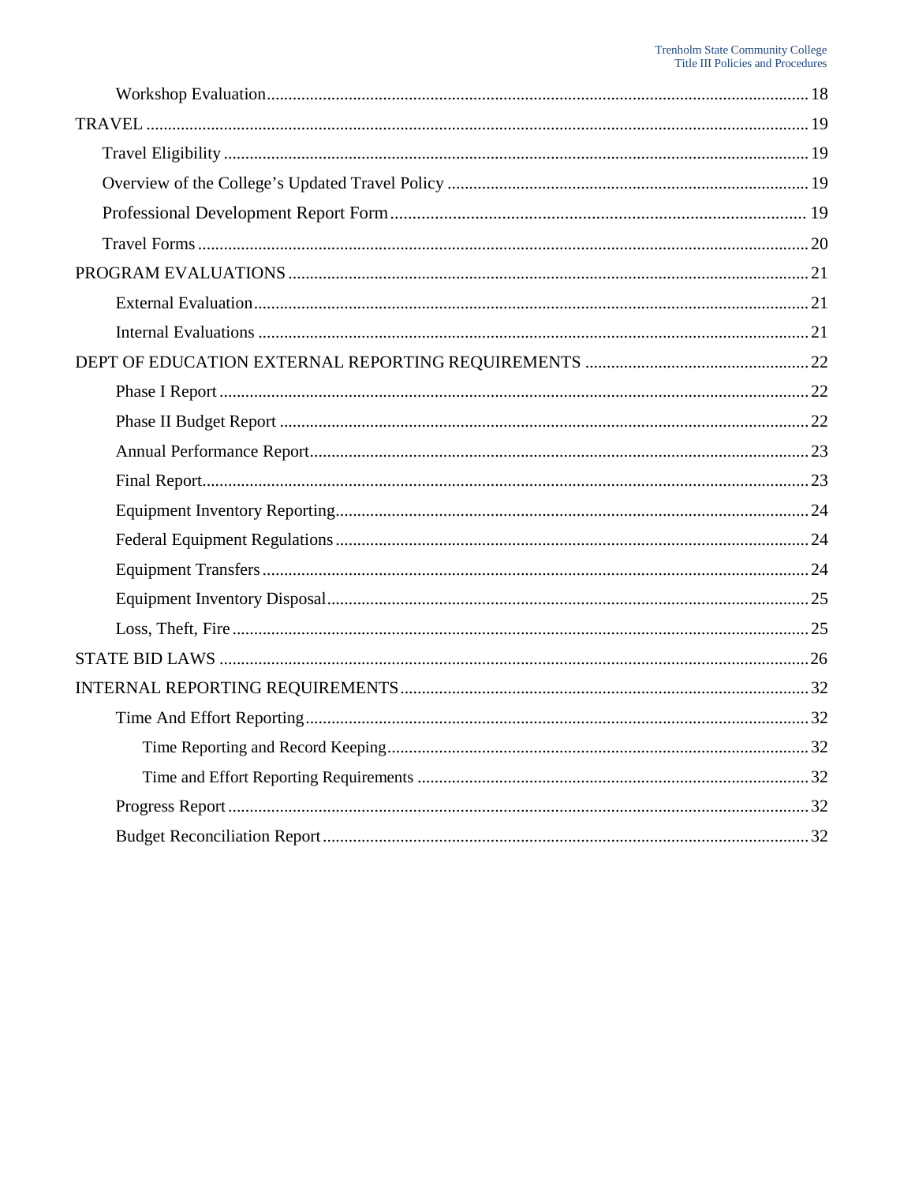- Workshop Evaluation ........ 18
- TRAVEL ........ 19
  - Travel Eligibility ........ 19
  - Overview of the College's Updated Travel Policy ........ 19
  - Professional Development Report Form ........ 19
  - Travel Forms ........ 20
- PROGRAM EVALUATIONS ........ 21
  - External Evaluation ........ 21
  - Internal Evaluations ........ 21
- DEPT OF EDUCATION EXTERNAL REPORTING REQUIREMENTS ........ 22
  - Phase I Report ........ 22
  - Phase II Budget Report ........ 22
  - Annual Performance Report ........ 23
  - Final Report ........ 23
  - Equipment Inventory Reporting ........ 24
  - Federal Equipment Regulations ........ 24
  - Equipment Transfers ........ 24
  - Equipment Inventory Disposal ........ 25
  - Loss, Theft, Fire ........ 25
- STATE BID LAWS ........ 26
- INTERNAL REPORTING REQUIREMENTS ........ 32
  - Time And Effort Reporting ........ 32
    - Time Reporting and Record Keeping ........ 32
    - Time and Effort Reporting Requirements ........ 32
  - Progress Report ........ 32
  - Budget Reconciliation Report ........ 32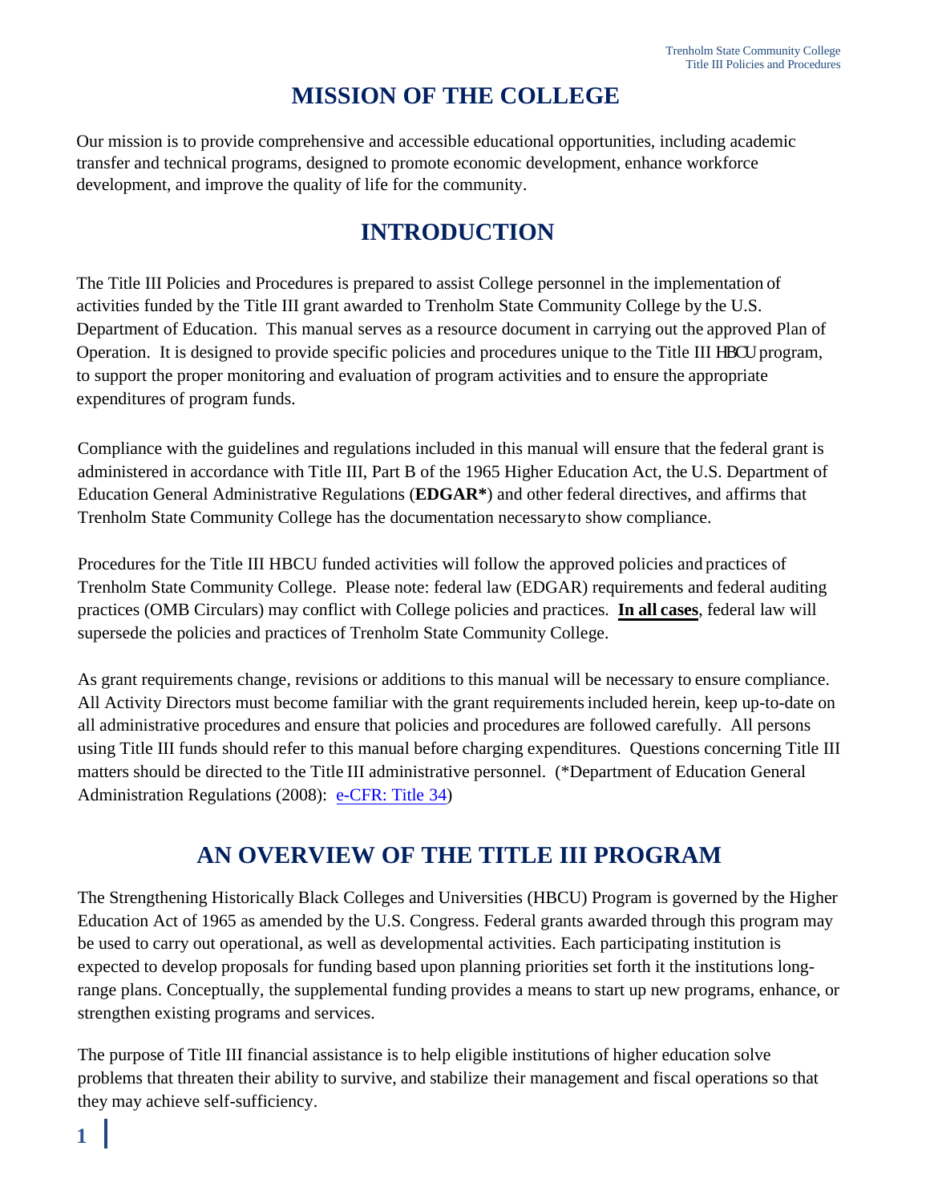# MISSION OF THE COLLEGE

Our mission is to provide comprehensive and accessible educational opportunities, including academic transfer and technical programs, designed to promote economic development, enhance workforce development, and improve the quality of life for the community.

# INTRODUCTION

The Title III Policies and Procedures is prepared to assist College personnel in the implementation of activities funded by the Title III grant awarded to Trenholm State Community College by the U.S. Department of Education. This manual serves as a resource document in carrying out the approved Plan of Operation. It is designed to provide specific policies and procedures unique to the Title III HBCU program, to support the proper monitoring and evaluation of program activities and to ensure the appropriate expenditures of program funds.

Compliance with the guidelines and regulations included in this manual will ensure that the federal grant is administered in accordance with Title III, Part B of the 1965 Higher Education Act, the U.S. Department of Education General Administrative Regulations (**EDGAR***) and other federal directives, and affirms that Trenholm State Community College has the documentation necessary to show compliance.

Procedures for the Title III HBCU funded activities will follow the approved policies and practices of Trenholm State Community College. Please note: federal law (EDGAR) requirements and federal auditing practices (OMB Circulars) may conflict with College policies and practices. **In all cases**, federal law will supersede the policies and practices of Trenholm State Community College.

As grant requirements change, revisions or additions to this manual will be necessary to ensure compliance. All Activity Directors must become familiar with the grant requirements included herein, keep up-to-date on all administrative procedures and ensure that policies and procedures are followed carefully. All persons using Title III funds should refer to this manual before charging expenditures. Questions concerning Title III matters should be directed to the Title III administrative personnel. (*Department of Education General Administration Regulations (2008): e-CFR: Title 34)

# AN OVERVIEW OF THE TITLE III PROGRAM

The Strengthening Historically Black Colleges and Universities (HBCU) Program is governed by the Higher Education Act of 1965 as amended by the U.S. Congress. Federal grants awarded through this program may be used to carry out operational, as well as developmental activities. Each participating institution is expected to develop proposals for funding based upon planning priorities set forth it the institutions long-range plans. Conceptually, the supplemental funding provides a means to start up new programs, enhance, or strengthen existing programs and services.

The purpose of Title III financial assistance is to help eligible institutions of higher education solve problems that threaten their ability to survive, and stabilize their management and fiscal operations so that they may achieve self-sufficiency.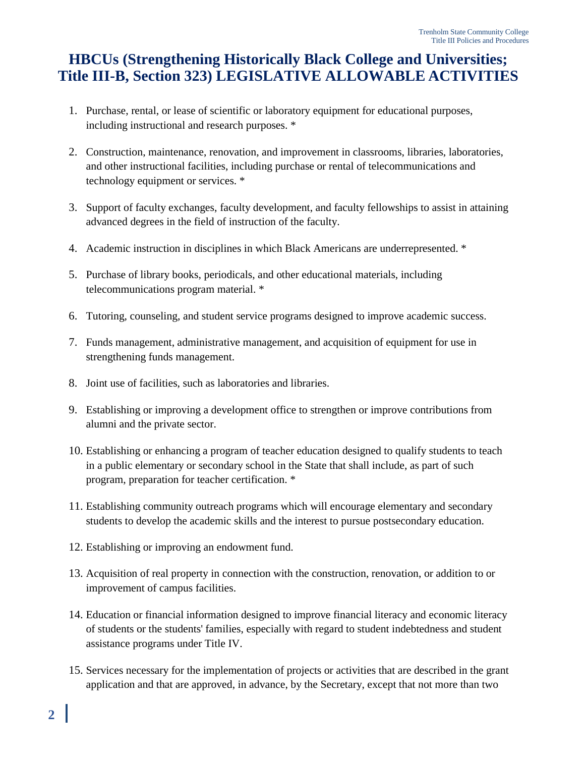# HBCUs (Strengthening Historically Black College and Universities; Title III-B, Section 323) LEGISLATIVE ALLOWABLE ACTIVITIES

1. Purchase, rental, or lease of scientific or laboratory equipment for educational purposes, including instructional and research purposes. *

2. Construction, maintenance, renovation, and improvement in classrooms, libraries, laboratories, and other instructional facilities, including purchase or rental of telecommunications and technology equipment or services. *

3. Support of faculty exchanges, faculty development, and faculty fellowships to assist in attaining advanced degrees in the field of instruction of the faculty.

4. Academic instruction in disciplines in which Black Americans are underrepresented. *

5. Purchase of library books, periodicals, and other educational materials, including telecommunications program material. *

6. Tutoring, counseling, and student service programs designed to improve academic success.

7. Funds management, administrative management, and acquisition of equipment for use in strengthening funds management.

8. Joint use of facilities, such as laboratories and libraries.

9. Establishing or improving a development office to strengthen or improve contributions from alumni and the private sector.

10. Establishing or enhancing a program of teacher education designed to qualify students to teach in a public elementary or secondary school in the State that shall include, as part of such program, preparation for teacher certification. *

11. Establishing community outreach programs which will encourage elementary and secondary students to develop the academic skills and the interest to pursue postsecondary education.

12. Establishing or improving an endowment fund.

13. Acquisition of real property in connection with the construction, renovation, or addition to or improvement of campus facilities.

14. Education or financial information designed to improve financial literacy and economic literacy of students or the students' families, especially with regard to student indebtedness and student assistance programs under Title IV.

15. Services necessary for the implementation of projects or activities that are described in the grant application and that are approved, in advance, by the Secretary, except that not more than two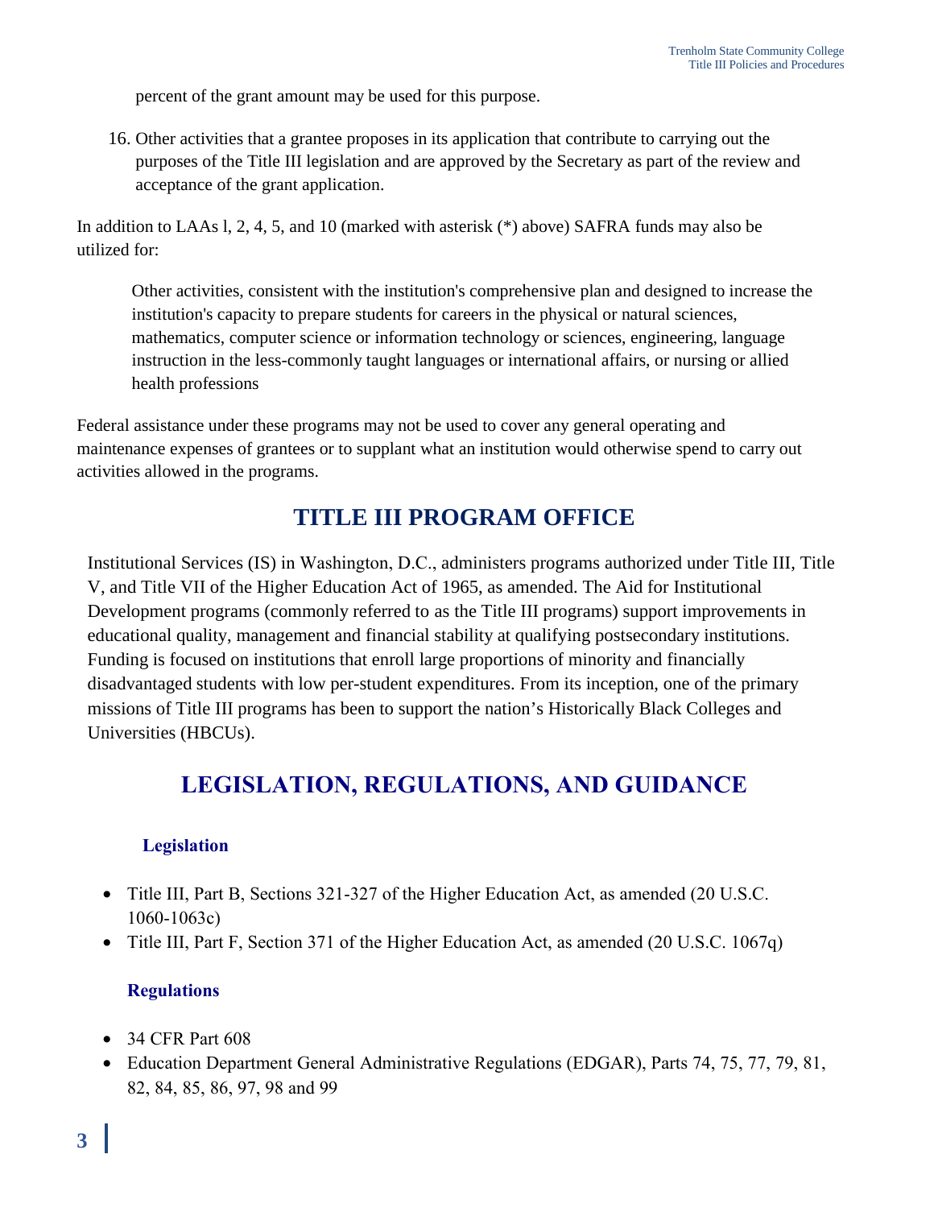percent of the grant amount may be used for this purpose.

16. Other activities that a grantee proposes in its application that contribute to carrying out the purposes of the Title III legislation and are approved by the Secretary as part of the review and acceptance of the grant application.

In addition to LAAs l, 2, 4, 5, and 10 (marked with asterisk (*) above) SAFRA funds may also be utilized for:

> Other activities, consistent with the institution's comprehensive plan and designed to increase the institution's capacity to prepare students for careers in the physical or natural sciences, mathematics, computer science or information technology or sciences, engineering, language instruction in the less-commonly taught languages or international affairs, or nursing or allied health professions

Federal assistance under these programs may not be used to cover any general operating and maintenance expenses of grantees or to supplant what an institution would otherwise spend to carry out activities allowed in the programs.

## TITLE III PROGRAM OFFICE

Institutional Services (IS) in Washington, D.C., administers programs authorized under Title III, Title V, and Title VII of the Higher Education Act of 1965, as amended. The Aid for Institutional Development programs (commonly referred to as the Title III programs) support improvements in educational quality, management and financial stability at qualifying postsecondary institutions. Funding is focused on institutions that enroll large proportions of minority and financially disadvantaged students with low per-student expenditures. From its inception, one of the primary missions of Title III programs has been to support the nation's Historically Black Colleges and Universities (HBCUs).

## LEGISLATION, REGULATIONS, AND GUIDANCE

### Legislation

- Title III, Part B, Sections 321-327 of the Higher Education Act, as amended (20 U.S.C. 1060-1063c)
- Title III, Part F, Section 371 of the Higher Education Act, as amended (20 U.S.C. 1067q)

### Regulations

- 34 CFR Part 608
- Education Department General Administrative Regulations (EDGAR), Parts 74, 75, 77, 79, 81, 82, 84, 85, 86, 97, 98 and 99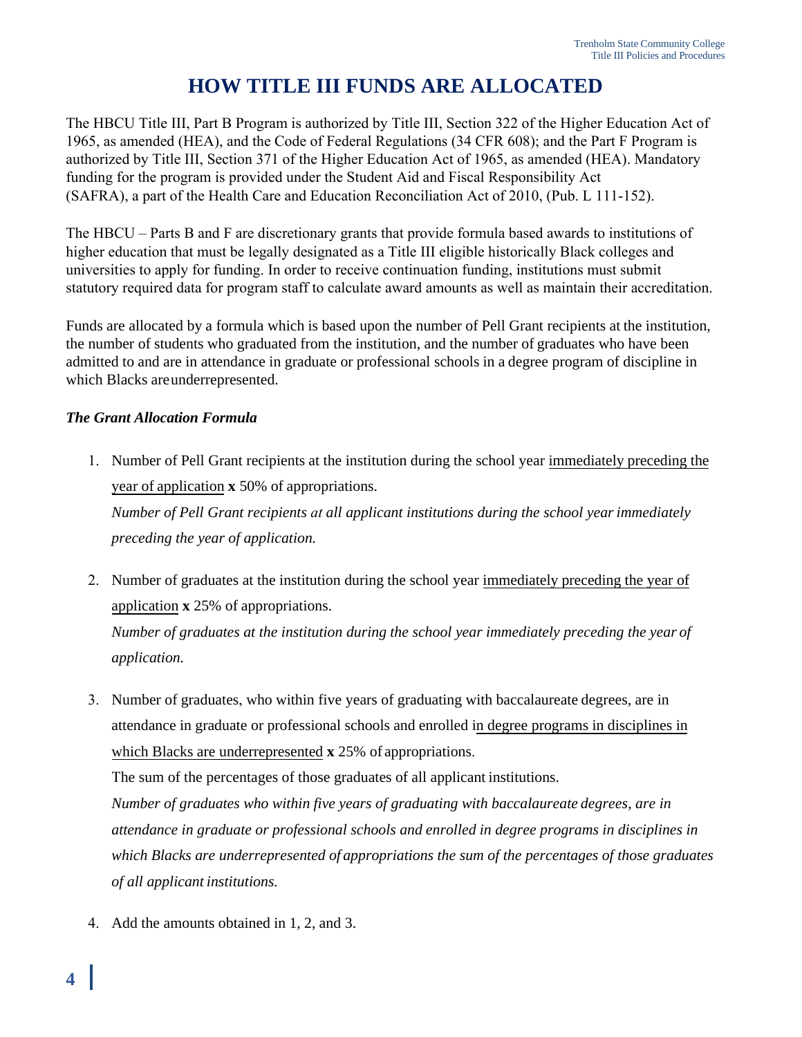# HOW TITLE III FUNDS ARE ALLOCATED

The HBCU Title III, Part B Program is authorized by Title III, Section 322 of the Higher Education Act of 1965, as amended (HEA), and the Code of Federal Regulations (34 CFR 608); and the Part F Program is authorized by Title III, Section 371 of the Higher Education Act of 1965, as amended (HEA). Mandatory funding for the program is provided under the Student Aid and Fiscal Responsibility Act (SAFRA), a part of the Health Care and Education Reconciliation Act of 2010, (Pub. L 111-152).

The HBCU – Parts B and F are discretionary grants that provide formula based awards to institutions of higher education that must be legally designated as a Title III eligible historically Black colleges and universities to apply for funding. In order to receive continuation funding, institutions must submit statutory required data for program staff to calculate award amounts as well as maintain their accreditation.

Funds are allocated by a formula which is based upon the number of Pell Grant recipients at the institution, the number of students who graduated from the institution, and the number of graduates who have been admitted to and are in attendance in graduate or professional schools in a degree program of discipline in which Blacks are underrepresented.

***The Grant Allocation Formula***

1. Number of Pell Grant recipients at the institution during the school year immediately preceding the year of application **x** 50% of appropriations.
   *Number of Pell Grant recipients at all applicant institutions during the school year immediately preceding the year of application.*

2. Number of graduates at the institution during the school year immediately preceding the year of application **x** 25% of appropriations.
   *Number of graduates at the institution during the school year immediately preceding the year of application.*

3. Number of graduates, who within five years of graduating with baccalaureate degrees, are in attendance in graduate or professional schools and enrolled in degree programs in disciplines in which Blacks are underrepresented **x** 25% of appropriations.
   The sum of the percentages of those graduates of all applicant institutions.
   *Number of graduates who within five years of graduating with baccalaureate degrees, are in attendance in graduate or professional schools and enrolled in degree programs in disciplines in which Blacks are underrepresented of appropriations the sum of the percentages of those graduates of all applicant institutions.*

4. Add the amounts obtained in 1, 2, and 3.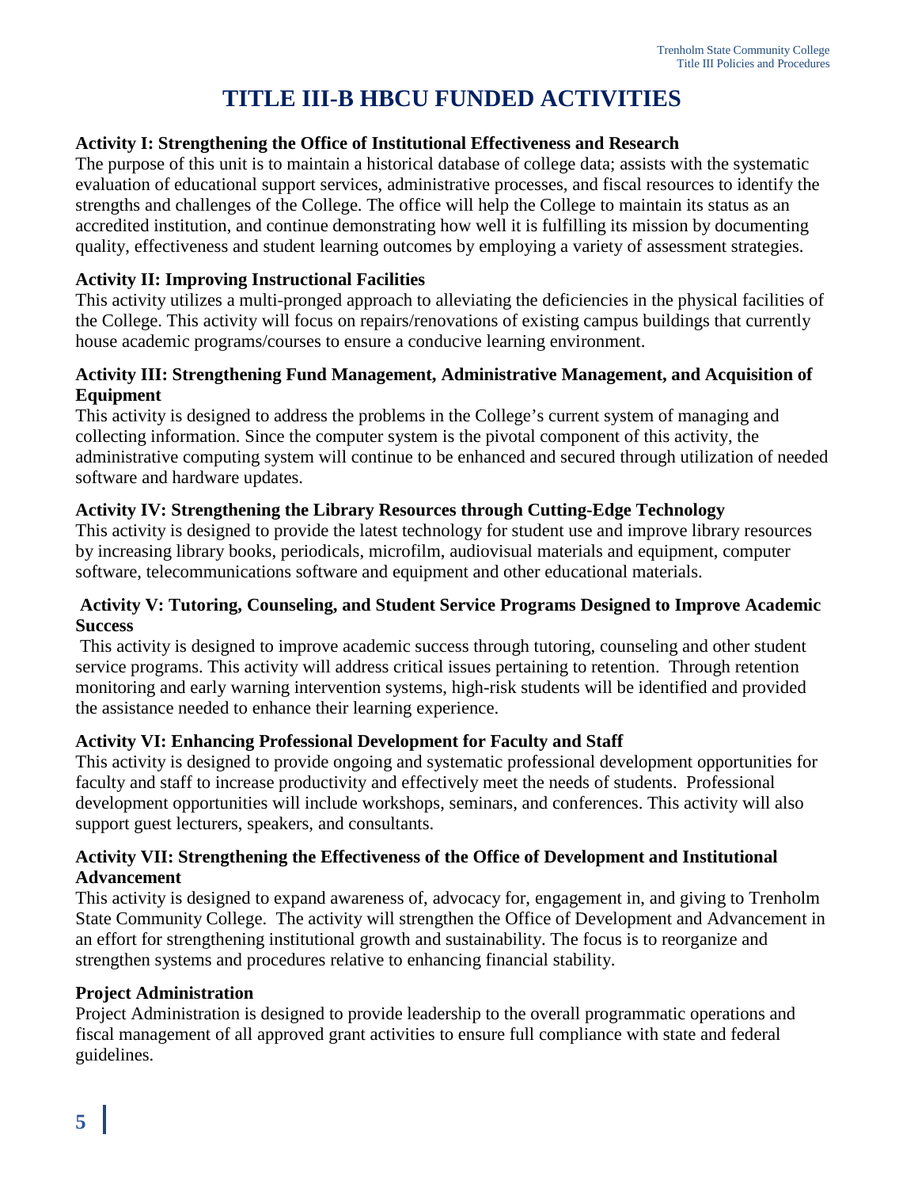# TITLE III-B HBCU FUNDED ACTIVITIES

**Activity I: Strengthening the Office of Institutional Effectiveness and Research**

The purpose of this unit is to maintain a historical database of college data; assists with the systematic evaluation of educational support services, administrative processes, and fiscal resources to identify the strengths and challenges of the College. The office will help the College to maintain its status as an accredited institution, and continue demonstrating how well it is fulfilling its mission by documenting quality, effectiveness and student learning outcomes by employing a variety of assessment strategies.

**Activity II: Improving Instructional Facilities**

This activity utilizes a multi-pronged approach to alleviating the deficiencies in the physical facilities of the College. This activity will focus on repairs/renovations of existing campus buildings that currently house academic programs/courses to ensure a conducive learning environment.

**Activity III: Strengthening Fund Management, Administrative Management, and Acquisition of Equipment**

This activity is designed to address the problems in the College's current system of managing and collecting information. Since the computer system is the pivotal component of this activity, the administrative computing system will continue to be enhanced and secured through utilization of needed software and hardware updates.

**Activity IV: Strengthening the Library Resources through Cutting-Edge Technology**

This activity is designed to provide the latest technology for student use and improve library resources by increasing library books, periodicals, microfilm, audiovisual materials and equipment, computer software, telecommunications software and equipment and other educational materials.

**Activity V: Tutoring, Counseling, and Student Service Programs Designed to Improve Academic Success**

This activity is designed to improve academic success through tutoring, counseling and other student service programs. This activity will address critical issues pertaining to retention. Through retention monitoring and early warning intervention systems, high-risk students will be identified and provided the assistance needed to enhance their learning experience.

**Activity VI: Enhancing Professional Development for Faculty and Staff**

This activity is designed to provide ongoing and systematic professional development opportunities for faculty and staff to increase productivity and effectively meet the needs of students. Professional development opportunities will include workshops, seminars, and conferences. This activity will also support guest lecturers, speakers, and consultants.

**Activity VII: Strengthening the Effectiveness of the Office of Development and Institutional Advancement**

This activity is designed to expand awareness of, advocacy for, engagement in, and giving to Trenholm State Community College. The activity will strengthen the Office of Development and Advancement in an effort for strengthening institutional growth and sustainability. The focus is to reorganize and strengthen systems and procedures relative to enhancing financial stability.

**Project Administration**

Project Administration is designed to provide leadership to the overall programmatic operations and fiscal management of all approved grant activities to ensure full compliance with state and federal guidelines.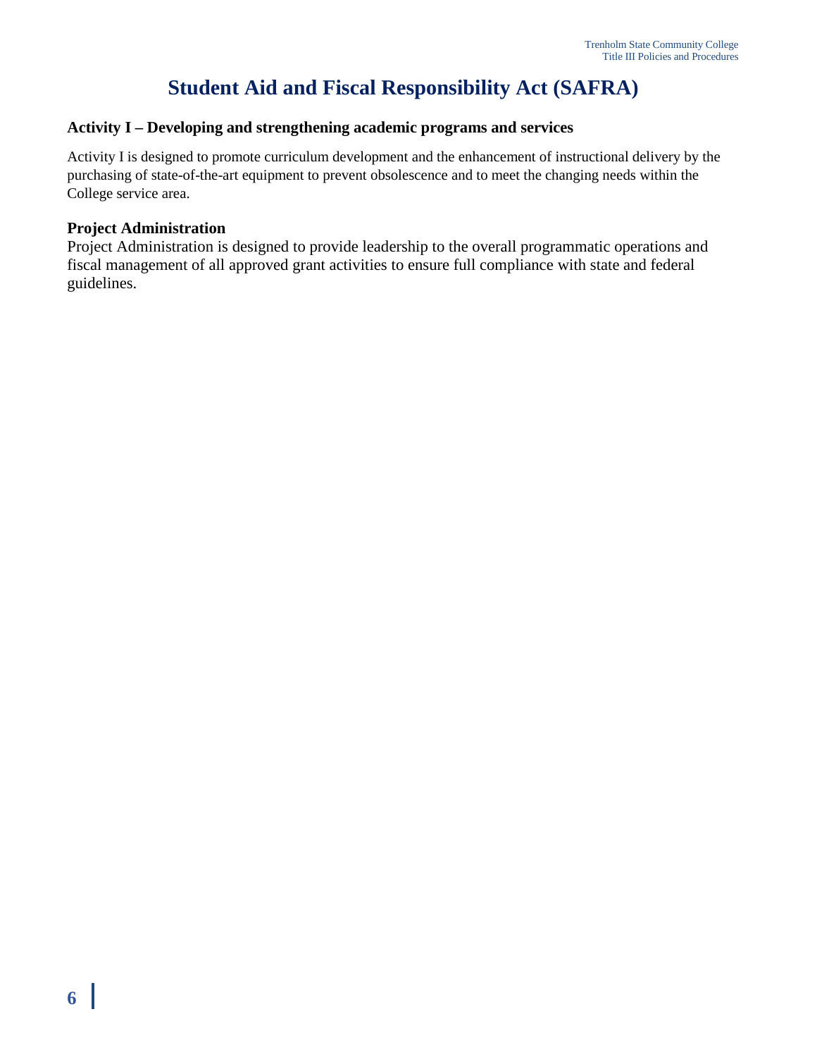# Student Aid and Fiscal Responsibility Act (SAFRA)

### Activity I – Developing and strengthening academic programs and services

Activity I is designed to promote curriculum development and the enhancement of instructional delivery by the purchasing of state-of-the-art equipment to prevent obsolescence and to meet the changing needs within the College service area.

### Project Administration

Project Administration is designed to provide leadership to the overall programmatic operations and fiscal management of all approved grant activities to ensure full compliance with state and federal guidelines.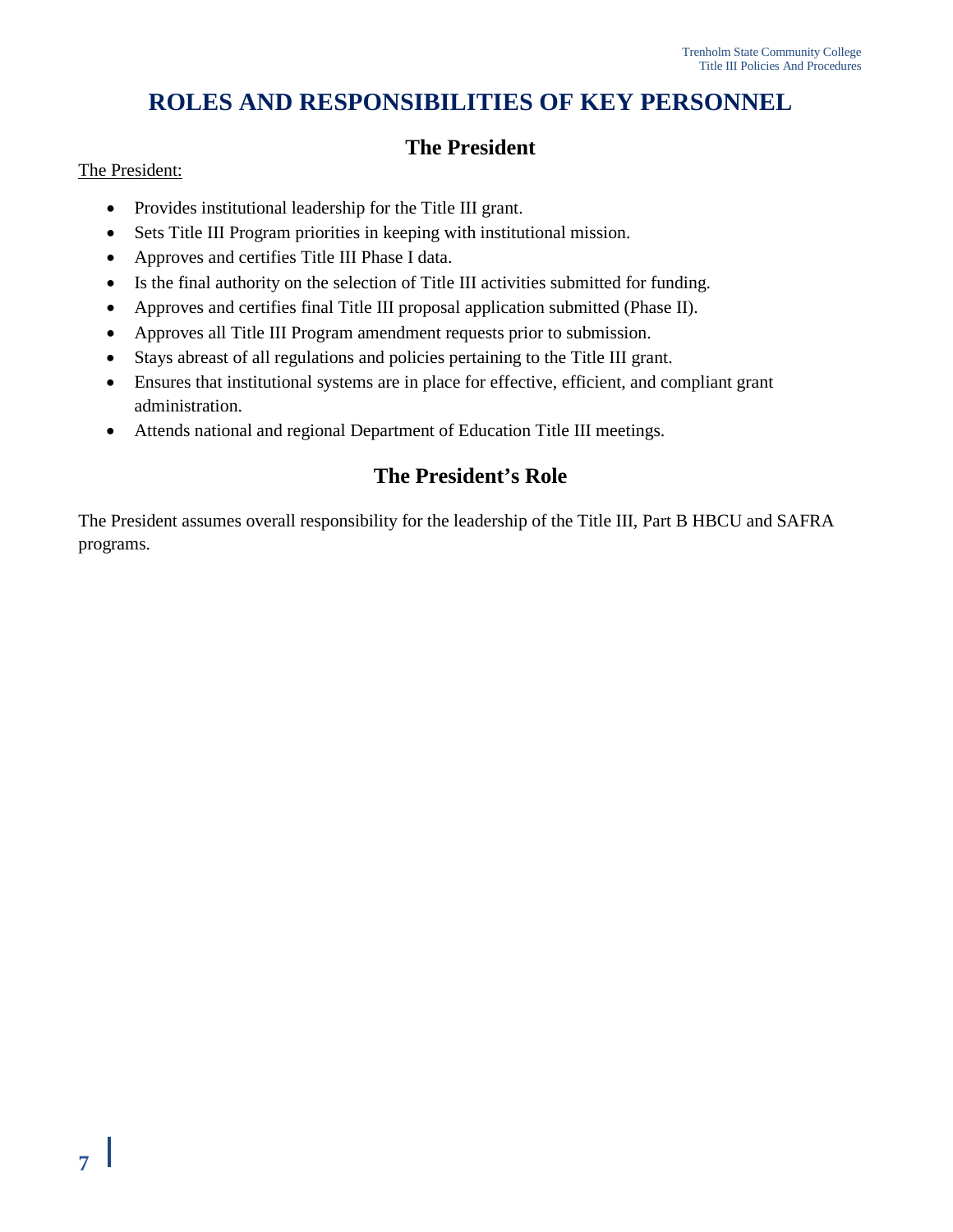# ROLES AND RESPONSIBILITIES OF KEY PERSONNEL

## The President

The President:

- Provides institutional leadership for the Title III grant.
- Sets Title III Program priorities in keeping with institutional mission.
- Approves and certifies Title III Phase I data.
- Is the final authority on the selection of Title III activities submitted for funding.
- Approves and certifies final Title III proposal application submitted (Phase II).
- Approves all Title III Program amendment requests prior to submission.
- Stays abreast of all regulations and policies pertaining to the Title III grant.
- Ensures that institutional systems are in place for effective, efficient, and compliant grant administration.
- Attends national and regional Department of Education Title III meetings.

## The President's Role

The President assumes overall responsibility for the leadership of the Title III, Part B HBCU and SAFRA programs.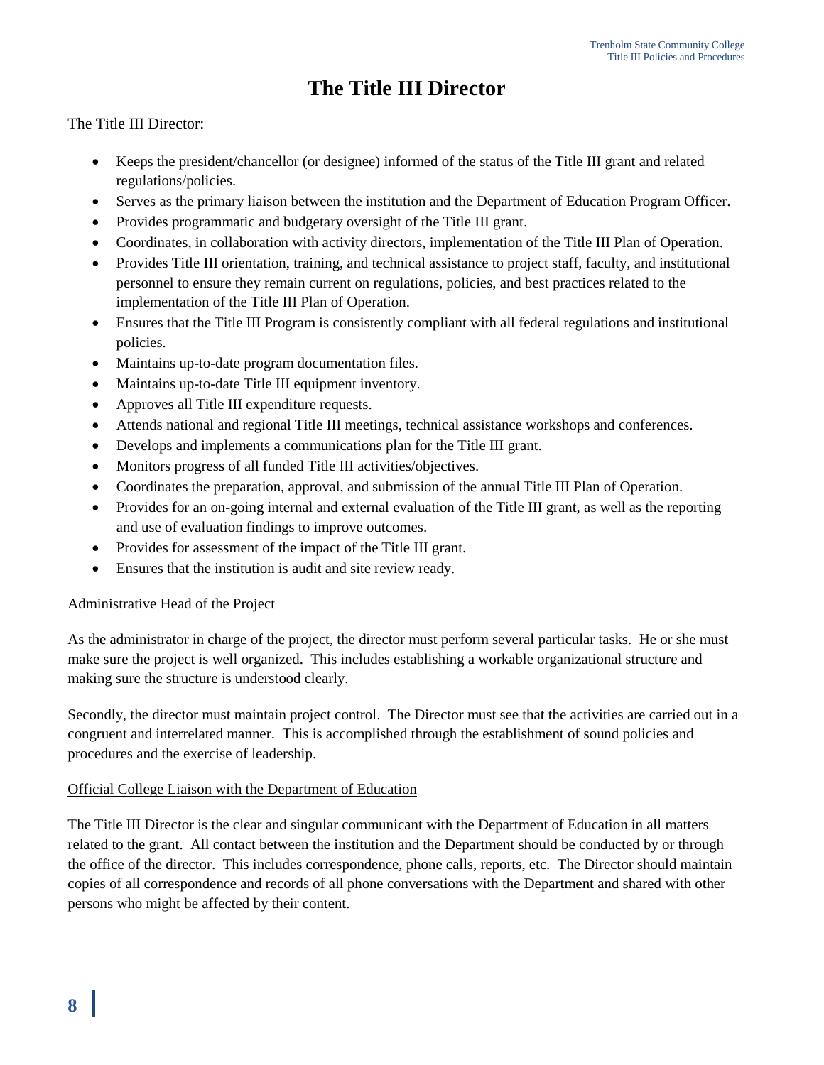# The Title III Director

The Title III Director:

- Keeps the president/chancellor (or designee) informed of the status of the Title III grant and related regulations/policies.
- Serves as the primary liaison between the institution and the Department of Education Program Officer.
- Provides programmatic and budgetary oversight of the Title III grant.
- Coordinates, in collaboration with activity directors, implementation of the Title III Plan of Operation.
- Provides Title III orientation, training, and technical assistance to project staff, faculty, and institutional personnel to ensure they remain current on regulations, policies, and best practices related to the implementation of the Title III Plan of Operation.
- Ensures that the Title III Program is consistently compliant with all federal regulations and institutional policies.
- Maintains up-to-date program documentation files.
- Maintains up-to-date Title III equipment inventory.
- Approves all Title III expenditure requests.
- Attends national and regional Title III meetings, technical assistance workshops and conferences.
- Develops and implements a communications plan for the Title III grant.
- Monitors progress of all funded Title III activities/objectives.
- Coordinates the preparation, approval, and submission of the annual Title III Plan of Operation.
- Provides for an on-going internal and external evaluation of the Title III grant, as well as the reporting and use of evaluation findings to improve outcomes.
- Provides for assessment of the impact of the Title III grant.
- Ensures that the institution is audit and site review ready.

Administrative Head of the Project

As the administrator in charge of the project, the director must perform several particular tasks. He or she must make sure the project is well organized. This includes establishing a workable organizational structure and making sure the structure is understood clearly.

Secondly, the director must maintain project control. The Director must see that the activities are carried out in a congruent and interrelated manner. This is accomplished through the establishment of sound policies and procedures and the exercise of leadership.

Official College Liaison with the Department of Education

The Title III Director is the clear and singular communicant with the Department of Education in all matters related to the grant. All contact between the institution and the Department should be conducted by or through the office of the director. This includes correspondence, phone calls, reports, etc. The Director should maintain copies of all correspondence and records of all phone conversations with the Department and shared with other persons who might be affected by their content.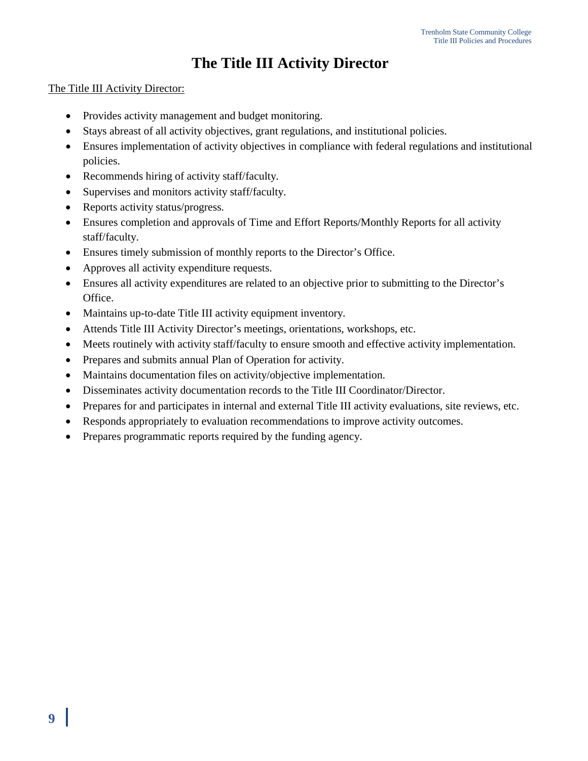# The Title III Activity Director

<u>The Title III Activity Director:</u>

- Provides activity management and budget monitoring.
- Stays abreast of all activity objectives, grant regulations, and institutional policies.
- Ensures implementation of activity objectives in compliance with federal regulations and institutional policies.
- Recommends hiring of activity staff/faculty.
- Supervises and monitors activity staff/faculty.
- Reports activity status/progress.
- Ensures completion and approvals of Time and Effort Reports/Monthly Reports for all activity staff/faculty.
- Ensures timely submission of monthly reports to the Director's Office.
- Approves all activity expenditure requests.
- Ensures all activity expenditures are related to an objective prior to submitting to the Director's Office.
- Maintains up-to-date Title III activity equipment inventory.
- Attends Title III Activity Director's meetings, orientations, workshops, etc.
- Meets routinely with activity staff/faculty to ensure smooth and effective activity implementation.
- Prepares and submits annual Plan of Operation for activity.
- Maintains documentation files on activity/objective implementation.
- Disseminates activity documentation records to the Title III Coordinator/Director.
- Prepares for and participates in internal and external Title III activity evaluations, site reviews, etc.
- Responds appropriately to evaluation recommendations to improve activity outcomes.
- Prepares programmatic reports required by the funding agency.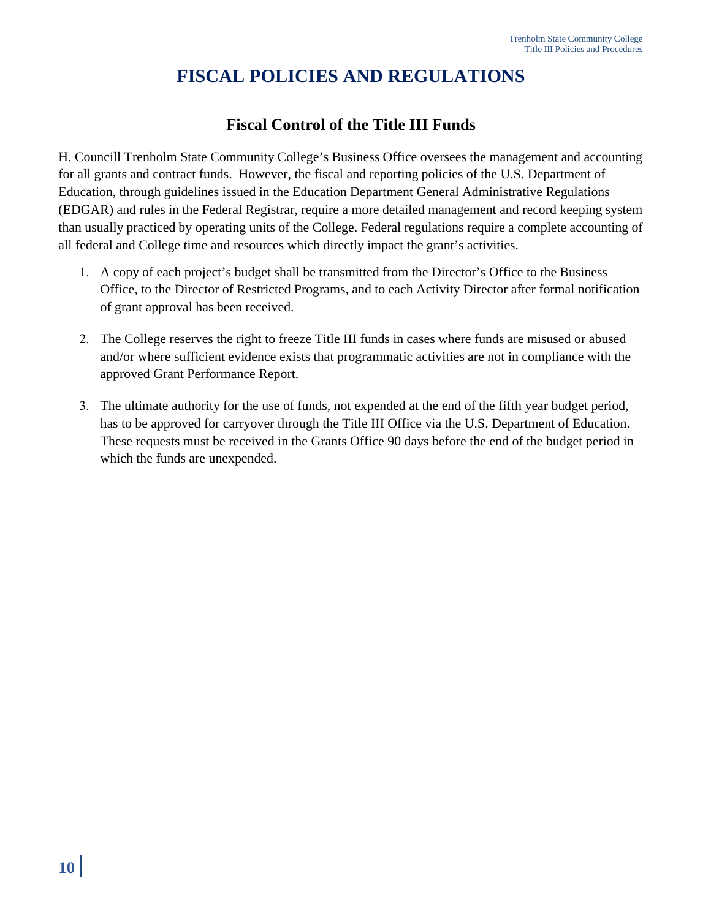# FISCAL POLICIES AND REGULATIONS

## Fiscal Control of the Title III Funds

H. Councill Trenholm State Community College's Business Office oversees the management and accounting for all grants and contract funds. However, the fiscal and reporting policies of the U.S. Department of Education, through guidelines issued in the Education Department General Administrative Regulations (EDGAR) and rules in the Federal Registrar, require a more detailed management and record keeping system than usually practiced by operating units of the College. Federal regulations require a complete accounting of all federal and College time and resources which directly impact the grant's activities.

1. A copy of each project's budget shall be transmitted from the Director's Office to the Business Office, to the Director of Restricted Programs, and to each Activity Director after formal notification of grant approval has been received.

2. The College reserves the right to freeze Title III funds in cases where funds are misused or abused and/or where sufficient evidence exists that programmatic activities are not in compliance with the approved Grant Performance Report.

3. The ultimate authority for the use of funds, not expended at the end of the fifth year budget period, has to be approved for carryover through the Title III Office via the U.S. Department of Education. These requests must be received in the Grants Office 90 days before the end of the budget period in which the funds are unexpended.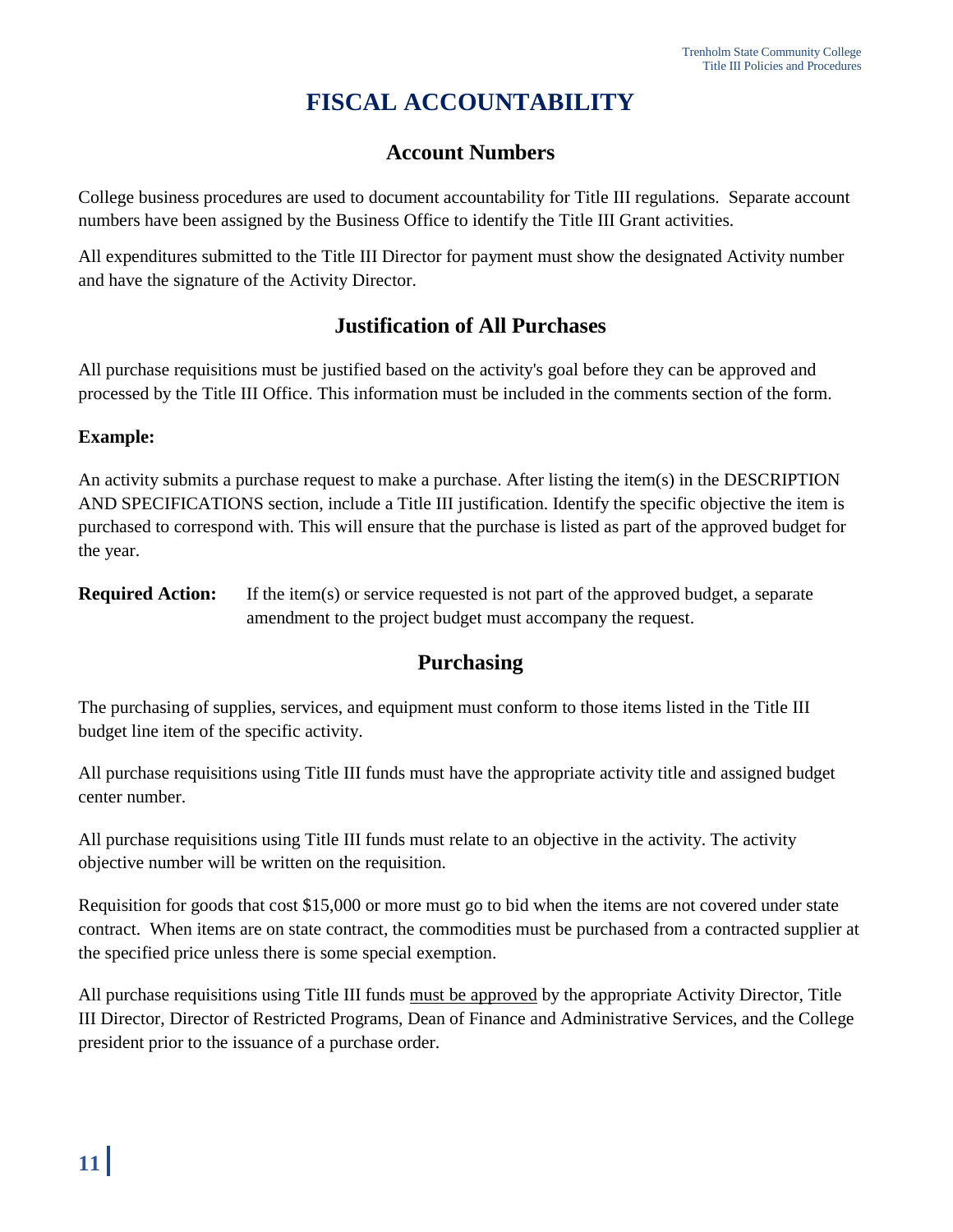# FISCAL ACCOUNTABILITY

## Account Numbers

College business procedures are used to document accountability for Title III regulations. Separate account numbers have been assigned by the Business Office to identify the Title III Grant activities.

All expenditures submitted to the Title III Director for payment must show the designated Activity number and have the signature of the Activity Director.

## Justification of All Purchases

All purchase requisitions must be justified based on the activity's goal before they can be approved and processed by the Title III Office. This information must be included in the comments section of the form.

**Example:**

An activity submits a purchase request to make a purchase. After listing the item(s) in the DESCRIPTION AND SPECIFICATIONS section, include a Title III justification. Identify the specific objective the item is purchased to correspond with. This will ensure that the purchase is listed as part of the approved budget for the year.

**Required Action:** If the item(s) or service requested is not part of the approved budget, a separate amendment to the project budget must accompany the request.

## Purchasing

The purchasing of supplies, services, and equipment must conform to those items listed in the Title III budget line item of the specific activity.

All purchase requisitions using Title III funds must have the appropriate activity title and assigned budget center number.

All purchase requisitions using Title III funds must relate to an objective in the activity. The activity objective number will be written on the requisition.

Requisition for goods that cost $15,000 or more must go to bid when the items are not covered under state contract. When items are on state contract, the commodities must be purchased from a contracted supplier at the specified price unless there is some special exemption.

All purchase requisitions using Title III funds must be approved by the appropriate Activity Director, Title III Director, Director of Restricted Programs, Dean of Finance and Administrative Services, and the College president prior to the issuance of a purchase order.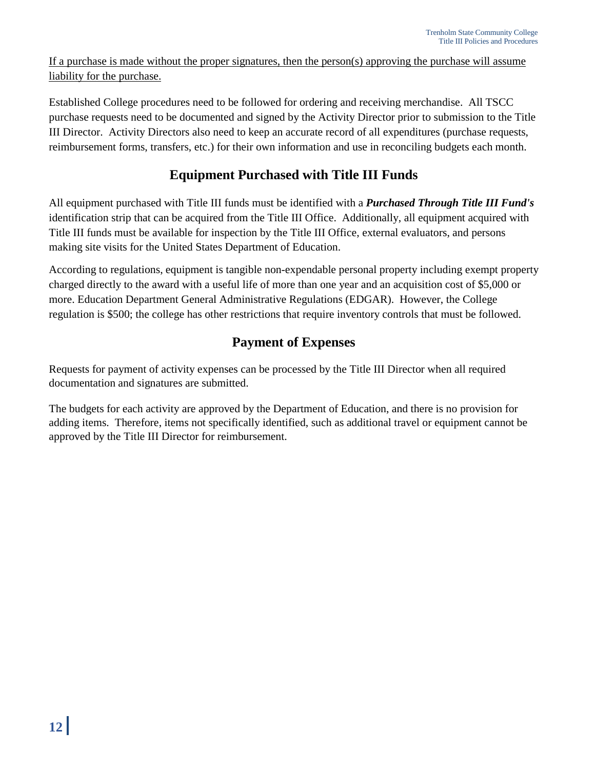<u>If a purchase is made without the proper signatures, then the person(s) approving the purchase will assume liability for the purchase.</u>

Established College procedures need to be followed for ordering and receiving merchandise. All TSCC purchase requests need to be documented and signed by the Activity Director prior to submission to the Title III Director. Activity Directors also need to keep an accurate record of all expenditures (purchase requests, reimbursement forms, transfers, etc.) for their own information and use in reconciling budgets each month.

## Equipment Purchased with Title III Funds

All equipment purchased with Title III funds must be identified with a ***Purchased Through Title III Fund's*** identification strip that can be acquired from the Title III Office. Additionally, all equipment acquired with Title III funds must be available for inspection by the Title III Office, external evaluators, and persons making site visits for the United States Department of Education.

According to regulations, equipment is tangible non-expendable personal property including exempt property charged directly to the award with a useful life of more than one year and an acquisition cost of $5,000 or more. Education Department General Administrative Regulations (EDGAR). However, the College regulation is $500; the college has other restrictions that require inventory controls that must be followed.

## Payment of Expenses

Requests for payment of activity expenses can be processed by the Title III Director when all required documentation and signatures are submitted.

The budgets for each activity are approved by the Department of Education, and there is no provision for adding items. Therefore, items not specifically identified, such as additional travel or equipment cannot be approved by the Title III Director for reimbursement.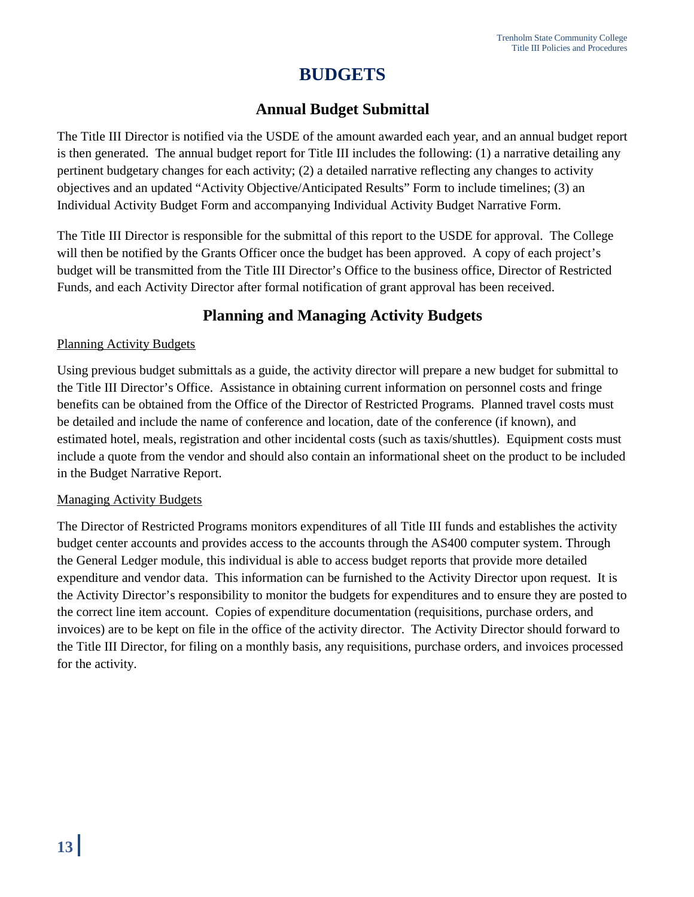# BUDGETS

## Annual Budget Submittal

The Title III Director is notified via the USDE of the amount awarded each year, and an annual budget report is then generated. The annual budget report for Title III includes the following: (1) a narrative detailing any pertinent budgetary changes for each activity; (2) a detailed narrative reflecting any changes to activity objectives and an updated "Activity Objective/Anticipated Results" Form to include timelines; (3) an Individual Activity Budget Form and accompanying Individual Activity Budget Narrative Form.

The Title III Director is responsible for the submittal of this report to the USDE for approval. The College will then be notified by the Grants Officer once the budget has been approved. A copy of each project's budget will be transmitted from the Title III Director's Office to the business office, Director of Restricted Funds, and each Activity Director after formal notification of grant approval has been received.

## Planning and Managing Activity Budgets

<u>Planning Activity Budgets</u>

Using previous budget submittals as a guide, the activity director will prepare a new budget for submittal to the Title III Director's Office. Assistance in obtaining current information on personnel costs and fringe benefits can be obtained from the Office of the Director of Restricted Programs. Planned travel costs must be detailed and include the name of conference and location, date of the conference (if known), and estimated hotel, meals, registration and other incidental costs (such as taxis/shuttles). Equipment costs must include a quote from the vendor and should also contain an informational sheet on the product to be included in the Budget Narrative Report.

<u>Managing Activity Budgets</u>

The Director of Restricted Programs monitors expenditures of all Title III funds and establishes the activity budget center accounts and provides access to the accounts through the AS400 computer system. Through the General Ledger module, this individual is able to access budget reports that provide more detailed expenditure and vendor data. This information can be furnished to the Activity Director upon request. It is the Activity Director's responsibility to monitor the budgets for expenditures and to ensure they are posted to the correct line item account. Copies of expenditure documentation (requisitions, purchase orders, and invoices) are to be kept on file in the office of the activity director. The Activity Director should forward to the Title III Director, for filing on a monthly basis, any requisitions, purchase orders, and invoices processed for the activity.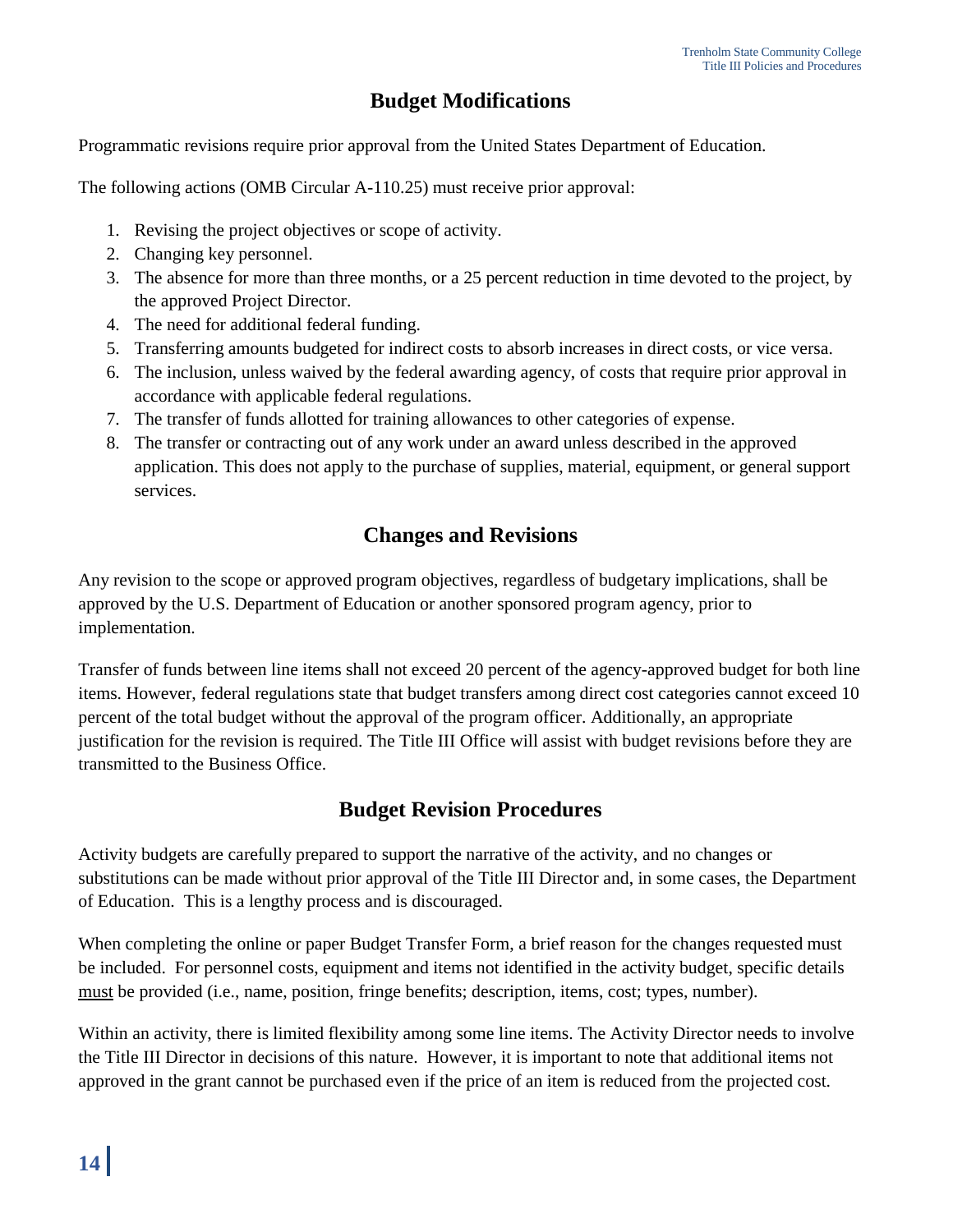## Budget Modifications

Programmatic revisions require prior approval from the United States Department of Education.

The following actions (OMB Circular A-110.25) must receive prior approval:

1. Revising the project objectives or scope of activity.
2. Changing key personnel.
3. The absence for more than three months, or a 25 percent reduction in time devoted to the project, by the approved Project Director.
4. The need for additional federal funding.
5. Transferring amounts budgeted for indirect costs to absorb increases in direct costs, or vice versa.
6. The inclusion, unless waived by the federal awarding agency, of costs that require prior approval in accordance with applicable federal regulations.
7. The transfer of funds allotted for training allowances to other categories of expense.
8. The transfer or contracting out of any work under an award unless described in the approved application. This does not apply to the purchase of supplies, material, equipment, or general support services.

## Changes and Revisions

Any revision to the scope or approved program objectives, regardless of budgetary implications, shall be approved by the U.S. Department of Education or another sponsored program agency, prior to implementation.

Transfer of funds between line items shall not exceed 20 percent of the agency-approved budget for both line items. However, federal regulations state that budget transfers among direct cost categories cannot exceed 10 percent of the total budget without the approval of the program officer. Additionally, an appropriate justification for the revision is required. The Title III Office will assist with budget revisions before they are transmitted to the Business Office.

## Budget Revision Procedures

Activity budgets are carefully prepared to support the narrative of the activity, and no changes or substitutions can be made without prior approval of the Title III Director and, in some cases, the Department of Education. This is a lengthy process and is discouraged.

When completing the online or paper Budget Transfer Form, a brief reason for the changes requested must be included. For personnel costs, equipment and items not identified in the activity budget, specific details must be provided (i.e., name, position, fringe benefits; description, items, cost; types, number).

Within an activity, there is limited flexibility among some line items. The Activity Director needs to involve the Title III Director in decisions of this nature. However, it is important to note that additional items not approved in the grant cannot be purchased even if the price of an item is reduced from the projected cost.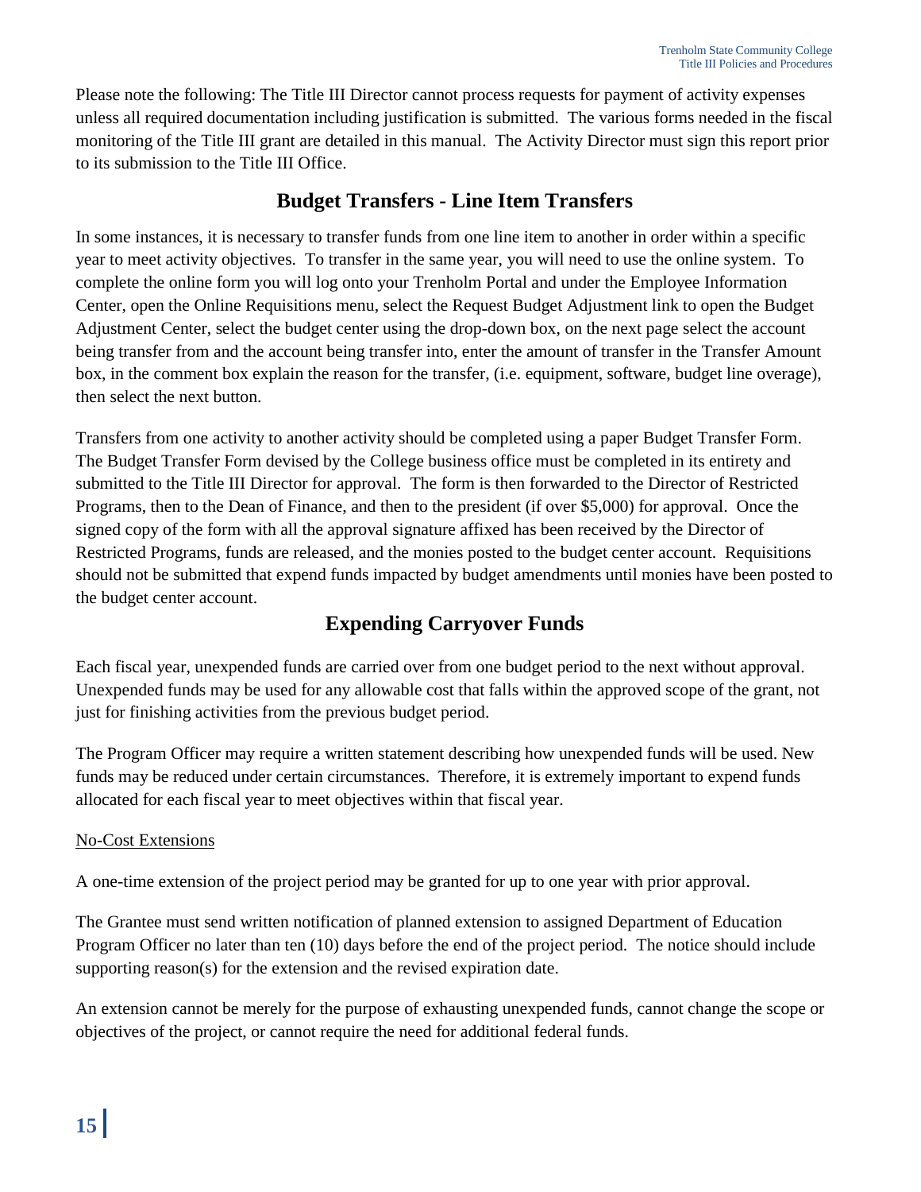Please note the following: The Title III Director cannot process requests for payment of activity expenses unless all required documentation including justification is submitted. The various forms needed in the fiscal monitoring of the Title III grant are detailed in this manual. The Activity Director must sign this report prior to its submission to the Title III Office.

## Budget Transfers - Line Item Transfers

In some instances, it is necessary to transfer funds from one line item to another in order within a specific year to meet activity objectives. To transfer in the same year, you will need to use the online system. To complete the online form you will log onto your Trenholm Portal and under the Employee Information Center, open the Online Requisitions menu, select the Request Budget Adjustment link to open the Budget Adjustment Center, select the budget center using the drop-down box, on the next page select the account being transfer from and the account being transfer into, enter the amount of transfer in the Transfer Amount box, in the comment box explain the reason for the transfer, (i.e. equipment, software, budget line overage), then select the next button.

Transfers from one activity to another activity should be completed using a paper Budget Transfer Form. The Budget Transfer Form devised by the College business office must be completed in its entirety and submitted to the Title III Director for approval. The form is then forwarded to the Director of Restricted Programs, then to the Dean of Finance, and then to the president (if over $5,000) for approval. Once the signed copy of the form with all the approval signature affixed has been received by the Director of Restricted Programs, funds are released, and the monies posted to the budget center account. Requisitions should not be submitted that expend funds impacted by budget amendments until monies have been posted to the budget center account.

## Expending Carryover Funds

Each fiscal year, unexpended funds are carried over from one budget period to the next without approval. Unexpended funds may be used for any allowable cost that falls within the approved scope of the grant, not just for finishing activities from the previous budget period.

The Program Officer may require a written statement describing how unexpended funds will be used. New funds may be reduced under certain circumstances. Therefore, it is extremely important to expend funds allocated for each fiscal year to meet objectives within that fiscal year.

<u>No-Cost Extensions</u>

A one-time extension of the project period may be granted for up to one year with prior approval.

The Grantee must send written notification of planned extension to assigned Department of Education Program Officer no later than ten (10) days before the end of the project period. The notice should include supporting reason(s) for the extension and the revised expiration date.

An extension cannot be merely for the purpose of exhausting unexpended funds, cannot change the scope or objectives of the project, or cannot require the need for additional federal funds.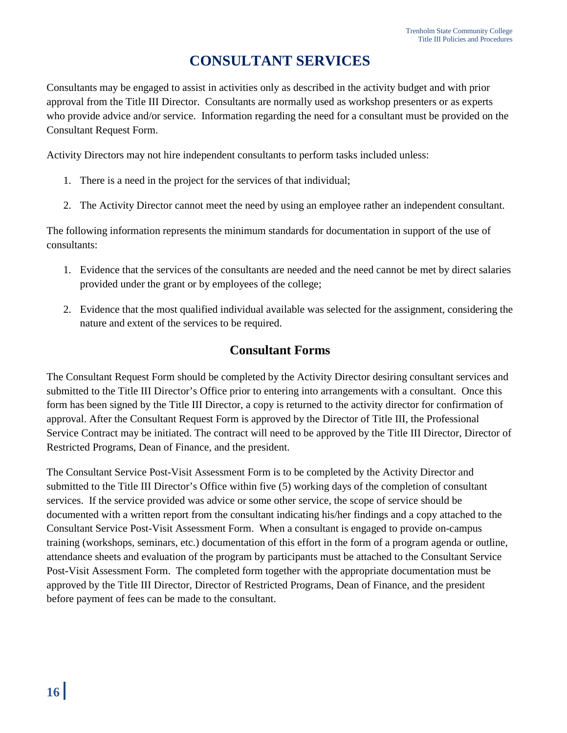# CONSULTANT SERVICES

Consultants may be engaged to assist in activities only as described in the activity budget and with prior approval from the Title III Director. Consultants are normally used as workshop presenters or as experts who provide advice and/or service. Information regarding the need for a consultant must be provided on the Consultant Request Form.

Activity Directors may not hire independent consultants to perform tasks included unless:

1. There is a need in the project for the services of that individual;
2. The Activity Director cannot meet the need by using an employee rather an independent consultant.

The following information represents the minimum standards for documentation in support of the use of consultants:

1. Evidence that the services of the consultants are needed and the need cannot be met by direct salaries provided under the grant or by employees of the college;
2. Evidence that the most qualified individual available was selected for the assignment, considering the nature and extent of the services to be required.

## Consultant Forms

The Consultant Request Form should be completed by the Activity Director desiring consultant services and submitted to the Title III Director's Office prior to entering into arrangements with a consultant. Once this form has been signed by the Title III Director, a copy is returned to the activity director for confirmation of approval. After the Consultant Request Form is approved by the Director of Title III, the Professional Service Contract may be initiated. The contract will need to be approved by the Title III Director, Director of Restricted Programs, Dean of Finance, and the president.

The Consultant Service Post-Visit Assessment Form is to be completed by the Activity Director and submitted to the Title III Director's Office within five (5) working days of the completion of consultant services. If the service provided was advice or some other service, the scope of service should be documented with a written report from the consultant indicating his/her findings and a copy attached to the Consultant Service Post-Visit Assessment Form. When a consultant is engaged to provide on-campus training (workshops, seminars, etc.) documentation of this effort in the form of a program agenda or outline, attendance sheets and evaluation of the program by participants must be attached to the Consultant Service Post-Visit Assessment Form. The completed form together with the appropriate documentation must be approved by the Title III Director, Director of Restricted Programs, Dean of Finance, and the president before payment of fees can be made to the consultant.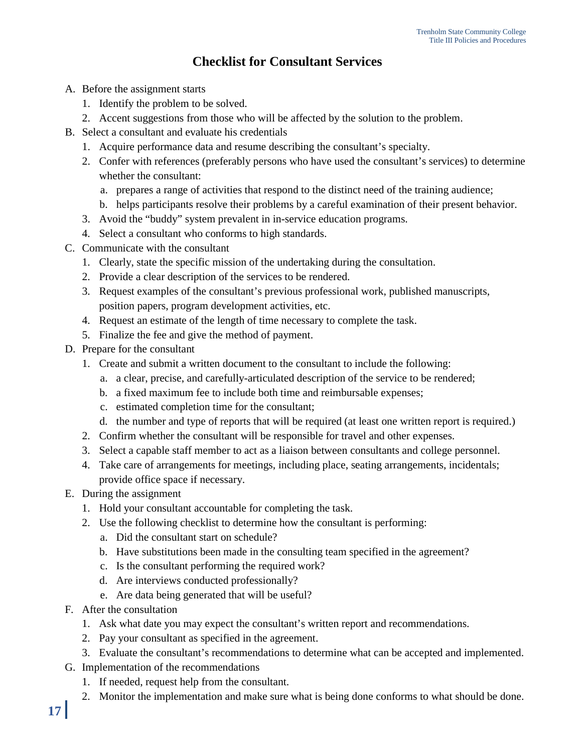# Checklist for Consultant Services

A. Before the assignment starts
   1. Identify the problem to be solved.
   2. Accent suggestions from those who will be affected by the solution to the problem.

B. Select a consultant and evaluate his credentials
   1. Acquire performance data and resume describing the consultant's specialty.
   2. Confer with references (preferably persons who have used the consultant's services) to determine whether the consultant:
      a. prepares a range of activities that respond to the distinct need of the training audience;
      b. helps participants resolve their problems by a careful examination of their present behavior.
   3. Avoid the "buddy" system prevalent in in-service education programs.
   4. Select a consultant who conforms to high standards.

C. Communicate with the consultant
   1. Clearly, state the specific mission of the undertaking during the consultation.
   2. Provide a clear description of the services to be rendered.
   3. Request examples of the consultant's previous professional work, published manuscripts, position papers, program development activities, etc.
   4. Request an estimate of the length of time necessary to complete the task.
   5. Finalize the fee and give the method of payment.

D. Prepare for the consultant
   1. Create and submit a written document to the consultant to include the following:
      a. a clear, precise, and carefully-articulated description of the service to be rendered;
      b. a fixed maximum fee to include both time and reimbursable expenses;
      c. estimated completion time for the consultant;
      d. the number and type of reports that will be required (at least one written report is required.)
   2. Confirm whether the consultant will be responsible for travel and other expenses.
   3. Select a capable staff member to act as a liaison between consultants and college personnel.
   4. Take care of arrangements for meetings, including place, seating arrangements, incidentals; provide office space if necessary.

E. During the assignment
   1. Hold your consultant accountable for completing the task.
   2. Use the following checklist to determine how the consultant is performing:
      a. Did the consultant start on schedule?
      b. Have substitutions been made in the consulting team specified in the agreement?
      c. Is the consultant performing the required work?
      d. Are interviews conducted professionally?
      e. Are data being generated that will be useful?

F. After the consultation
   1. Ask what date you may expect the consultant's written report and recommendations.
   2. Pay your consultant as specified in the agreement.
   3. Evaluate the consultant's recommendations to determine what can be accepted and implemented.

G. Implementation of the recommendations
   1. If needed, request help from the consultant.
   2. Monitor the implementation and make sure what is being done conforms to what should be done.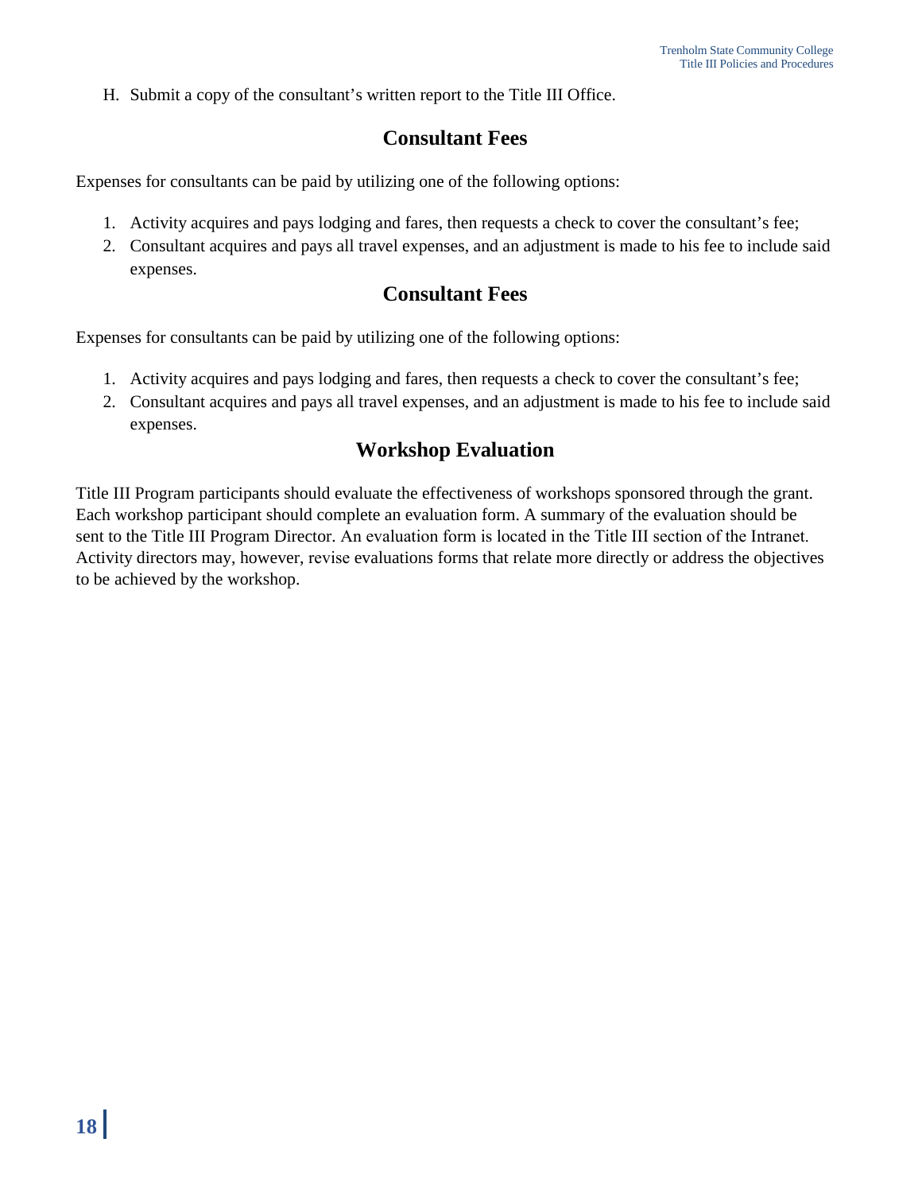H. Submit a copy of the consultant's written report to the Title III Office.

## Consultant Fees

Expenses for consultants can be paid by utilizing one of the following options:

1. Activity acquires and pays lodging and fares, then requests a check to cover the consultant's fee;
2. Consultant acquires and pays all travel expenses, and an adjustment is made to his fee to include said expenses.

## Consultant Fees

Expenses for consultants can be paid by utilizing one of the following options:

1. Activity acquires and pays lodging and fares, then requests a check to cover the consultant's fee;
2. Consultant acquires and pays all travel expenses, and an adjustment is made to his fee to include said expenses.

## Workshop Evaluation

Title III Program participants should evaluate the effectiveness of workshops sponsored through the grant. Each workshop participant should complete an evaluation form. A summary of the evaluation should be sent to the Title III Program Director. An evaluation form is located in the Title III section of the Intranet. Activity directors may, however, revise evaluations forms that relate more directly or address the objectives to be achieved by the workshop.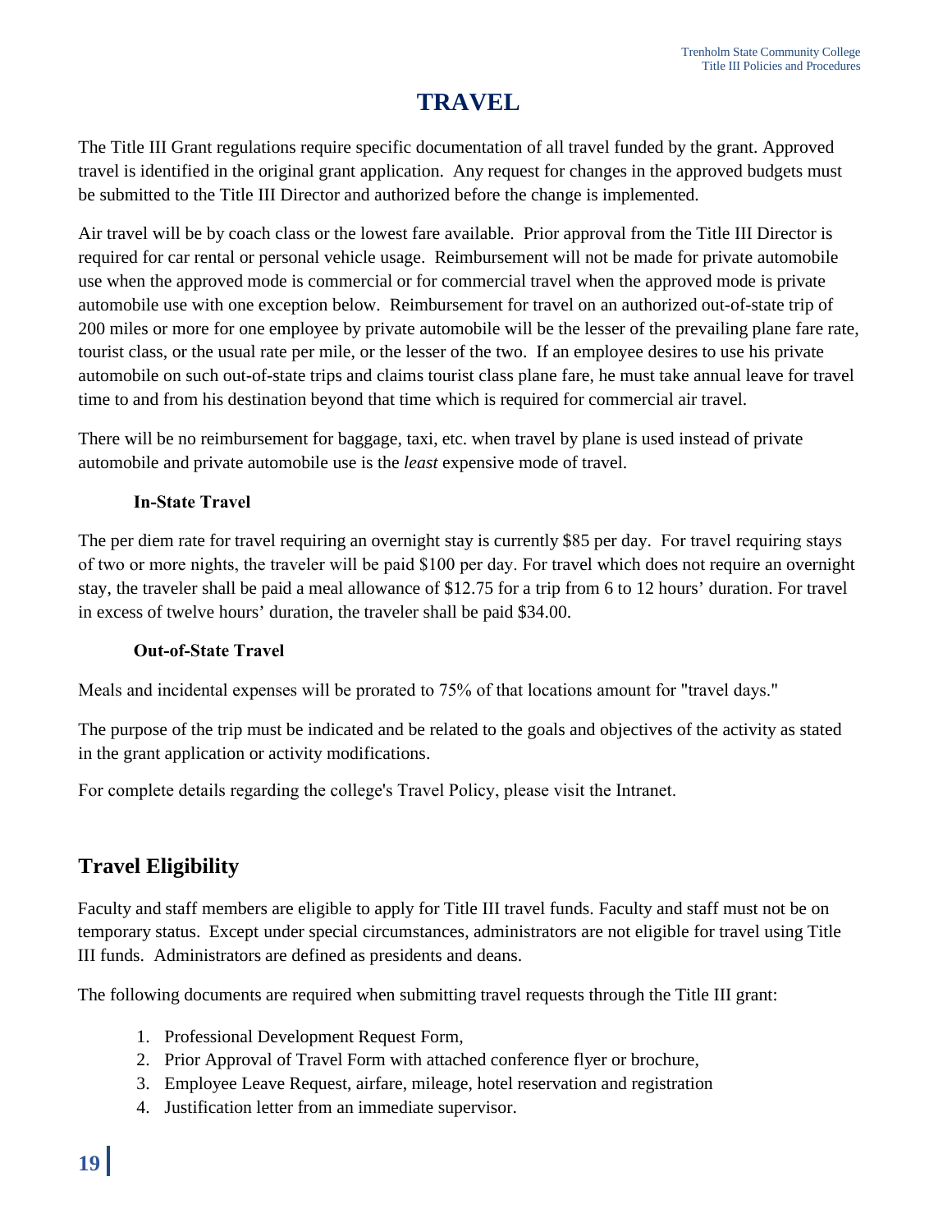# TRAVEL

The Title III Grant regulations require specific documentation of all travel funded by the grant. Approved travel is identified in the original grant application. Any request for changes in the approved budgets must be submitted to the Title III Director and authorized before the change is implemented.

Air travel will be by coach class or the lowest fare available. Prior approval from the Title III Director is required for car rental or personal vehicle usage. Reimbursement will not be made for private automobile use when the approved mode is commercial or for commercial travel when the approved mode is private automobile use with one exception below. Reimbursement for travel on an authorized out-of-state trip of 200 miles or more for one employee by private automobile will be the lesser of the prevailing plane fare rate, tourist class, or the usual rate per mile, or the lesser of the two. If an employee desires to use his private automobile on such out-of-state trips and claims tourist class plane fare, he must take annual leave for travel time to and from his destination beyond that time which is required for commercial air travel.

There will be no reimbursement for baggage, taxi, etc. when travel by plane is used instead of private automobile and private automobile use is the *least* expensive mode of travel.

### In-State Travel

The per diem rate for travel requiring an overnight stay is currently $85 per day. For travel requiring stays of two or more nights, the traveler will be paid $100 per day. For travel which does not require an overnight stay, the traveler shall be paid a meal allowance of $12.75 for a trip from 6 to 12 hours' duration. For travel in excess of twelve hours' duration, the traveler shall be paid $34.00.

### Out-of-State Travel

Meals and incidental expenses will be prorated to 75% of that locations amount for "travel days."

The purpose of the trip must be indicated and be related to the goals and objectives of the activity as stated in the grant application or activity modifications.

For complete details regarding the college's Travel Policy, please visit the Intranet.

## Travel Eligibility

Faculty and staff members are eligible to apply for Title III travel funds. Faculty and staff must not be on temporary status. Except under special circumstances, administrators are not eligible for travel using Title III funds. Administrators are defined as presidents and deans.

The following documents are required when submitting travel requests through the Title III grant:

1. Professional Development Request Form,
2. Prior Approval of Travel Form with attached conference flyer or brochure,
3. Employee Leave Request, airfare, mileage, hotel reservation and registration
4. Justification letter from an immediate supervisor.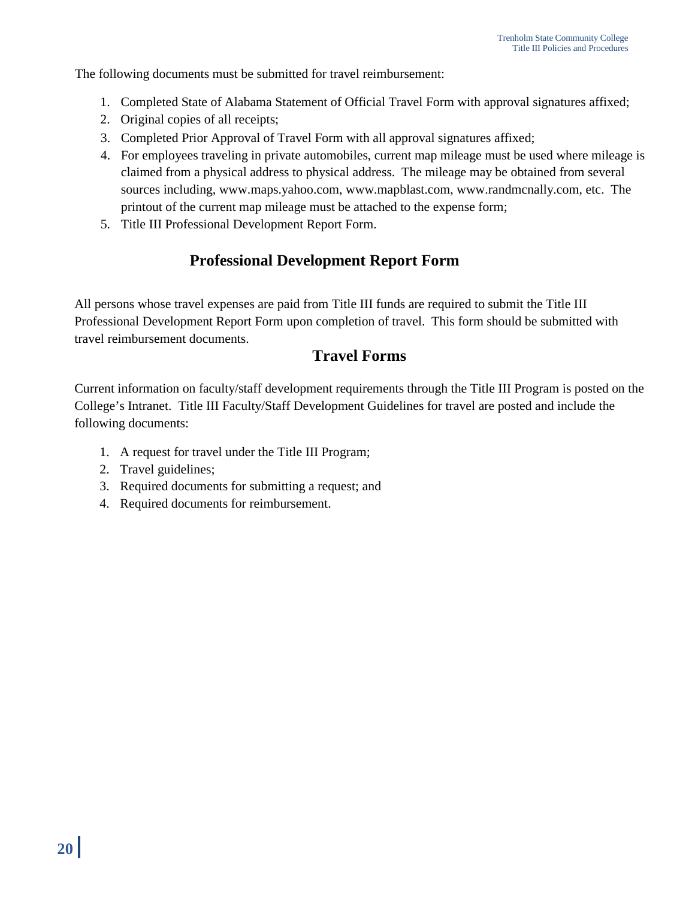The following documents must be submitted for travel reimbursement:

1. Completed State of Alabama Statement of Official Travel Form with approval signatures affixed;
2. Original copies of all receipts;
3. Completed Prior Approval of Travel Form with all approval signatures affixed;
4. For employees traveling in private automobiles, current map mileage must be used where mileage is claimed from a physical address to physical address. The mileage may be obtained from several sources including, www.maps.yahoo.com, www.mapblast.com, www.randmcnally.com, etc. The printout of the current map mileage must be attached to the expense form;
5. Title III Professional Development Report Form.

## Professional Development Report Form

All persons whose travel expenses are paid from Title III funds are required to submit the Title III Professional Development Report Form upon completion of travel. This form should be submitted with travel reimbursement documents.

## Travel Forms

Current information on faculty/staff development requirements through the Title III Program is posted on the College's Intranet. Title III Faculty/Staff Development Guidelines for travel are posted and include the following documents:

1. A request for travel under the Title III Program;
2. Travel guidelines;
3. Required documents for submitting a request; and
4. Required documents for reimbursement.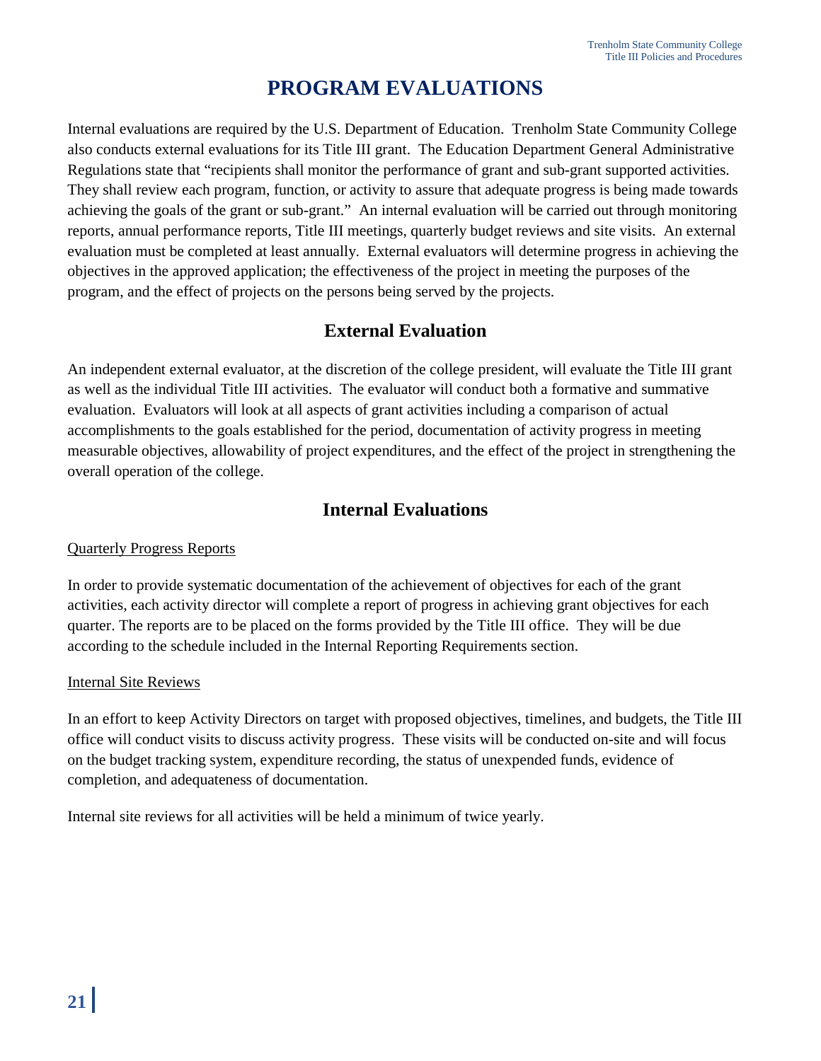# PROGRAM EVALUATIONS

Internal evaluations are required by the U.S. Department of Education. Trenholm State Community College also conducts external evaluations for its Title III grant. The Education Department General Administrative Regulations state that "recipients shall monitor the performance of grant and sub-grant supported activities. They shall review each program, function, or activity to assure that adequate progress is being made towards achieving the goals of the grant or sub-grant." An internal evaluation will be carried out through monitoring reports, annual performance reports, Title III meetings, quarterly budget reviews and site visits. An external evaluation must be completed at least annually. External evaluators will determine progress in achieving the objectives in the approved application; the effectiveness of the project in meeting the purposes of the program, and the effect of projects on the persons being served by the projects.

## External Evaluation

An independent external evaluator, at the discretion of the college president, will evaluate the Title III grant as well as the individual Title III activities. The evaluator will conduct both a formative and summative evaluation. Evaluators will look at all aspects of grant activities including a comparison of actual accomplishments to the goals established for the period, documentation of activity progress in meeting measurable objectives, allowability of project expenditures, and the effect of the project in strengthening the overall operation of the college.

## Internal Evaluations

### Quarterly Progress Reports

In order to provide systematic documentation of the achievement of objectives for each of the grant activities, each activity director will complete a report of progress in achieving grant objectives for each quarter. The reports are to be placed on the forms provided by the Title III office. They will be due according to the schedule included in the Internal Reporting Requirements section.

### Internal Site Reviews

In an effort to keep Activity Directors on target with proposed objectives, timelines, and budgets, the Title III office will conduct visits to discuss activity progress. These visits will be conducted on-site and will focus on the budget tracking system, expenditure recording, the status of unexpended funds, evidence of completion, and adequateness of documentation.

Internal site reviews for all activities will be held a minimum of twice yearly.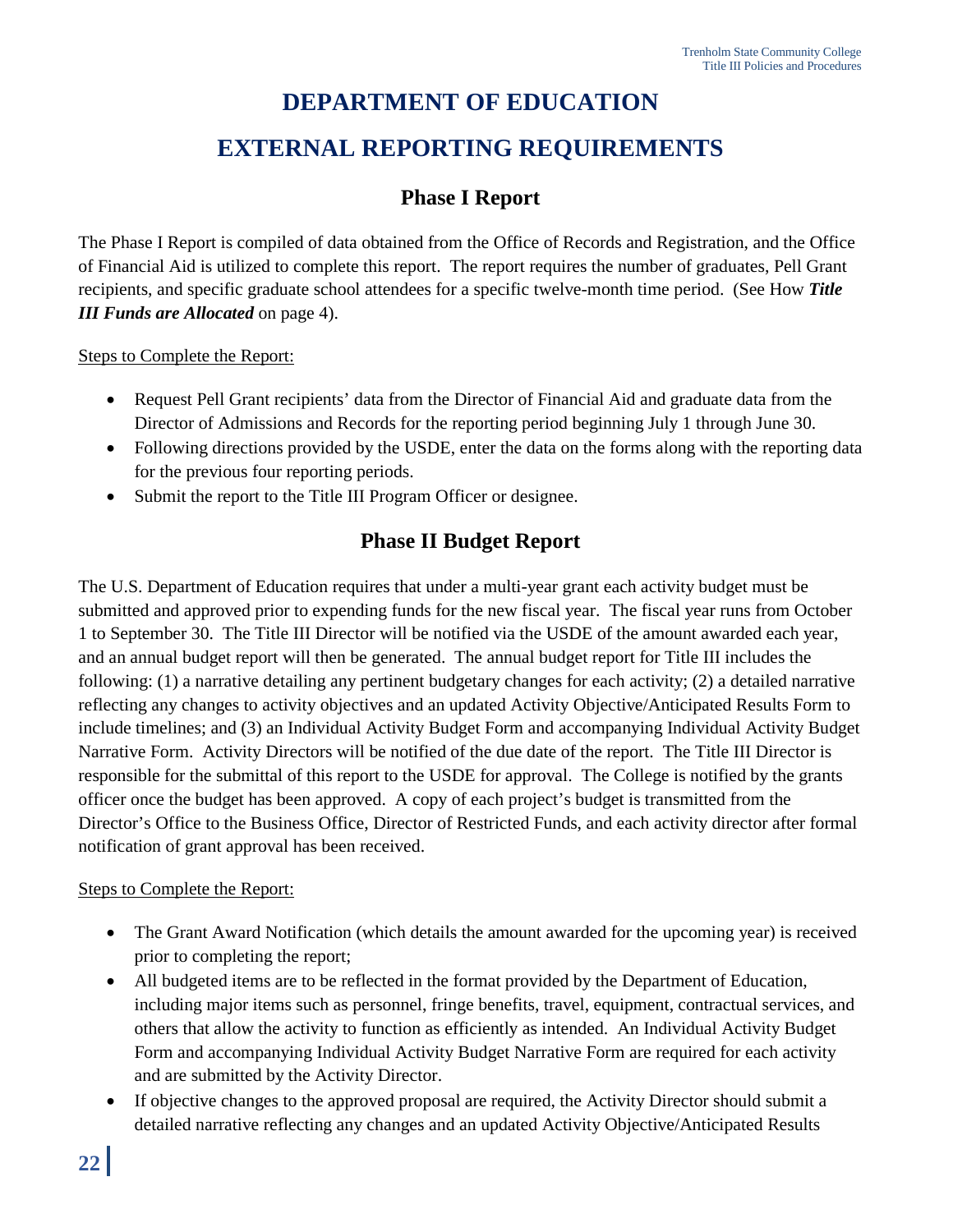# DEPARTMENT OF EDUCATION

# EXTERNAL REPORTING REQUIREMENTS

## Phase I Report

The Phase I Report is compiled of data obtained from the Office of Records and Registration, and the Office of Financial Aid is utilized to complete this report. The report requires the number of graduates, Pell Grant recipients, and specific graduate school attendees for a specific twelve-month time period. (See How ***Title III Funds are Allocated*** on page 4).

Steps to Complete the Report:

- Request Pell Grant recipients' data from the Director of Financial Aid and graduate data from the Director of Admissions and Records for the reporting period beginning July 1 through June 30.
- Following directions provided by the USDE, enter the data on the forms along with the reporting data for the previous four reporting periods.
- Submit the report to the Title III Program Officer or designee.

## Phase II Budget Report

The U.S. Department of Education requires that under a multi-year grant each activity budget must be submitted and approved prior to expending funds for the new fiscal year. The fiscal year runs from October 1 to September 30. The Title III Director will be notified via the USDE of the amount awarded each year, and an annual budget report will then be generated. The annual budget report for Title III includes the following: (1) a narrative detailing any pertinent budgetary changes for each activity; (2) a detailed narrative reflecting any changes to activity objectives and an updated Activity Objective/Anticipated Results Form to include timelines; and (3) an Individual Activity Budget Form and accompanying Individual Activity Budget Narrative Form. Activity Directors will be notified of the due date of the report. The Title III Director is responsible for the submittal of this report to the USDE for approval. The College is notified by the grants officer once the budget has been approved. A copy of each project's budget is transmitted from the Director's Office to the Business Office, Director of Restricted Funds, and each activity director after formal notification of grant approval has been received.

Steps to Complete the Report:

- The Grant Award Notification (which details the amount awarded for the upcoming year) is received prior to completing the report;
- All budgeted items are to be reflected in the format provided by the Department of Education, including major items such as personnel, fringe benefits, travel, equipment, contractual services, and others that allow the activity to function as efficiently as intended. An Individual Activity Budget Form and accompanying Individual Activity Budget Narrative Form are required for each activity and are submitted by the Activity Director.
- If objective changes to the approved proposal are required, the Activity Director should submit a detailed narrative reflecting any changes and an updated Activity Objective/Anticipated Results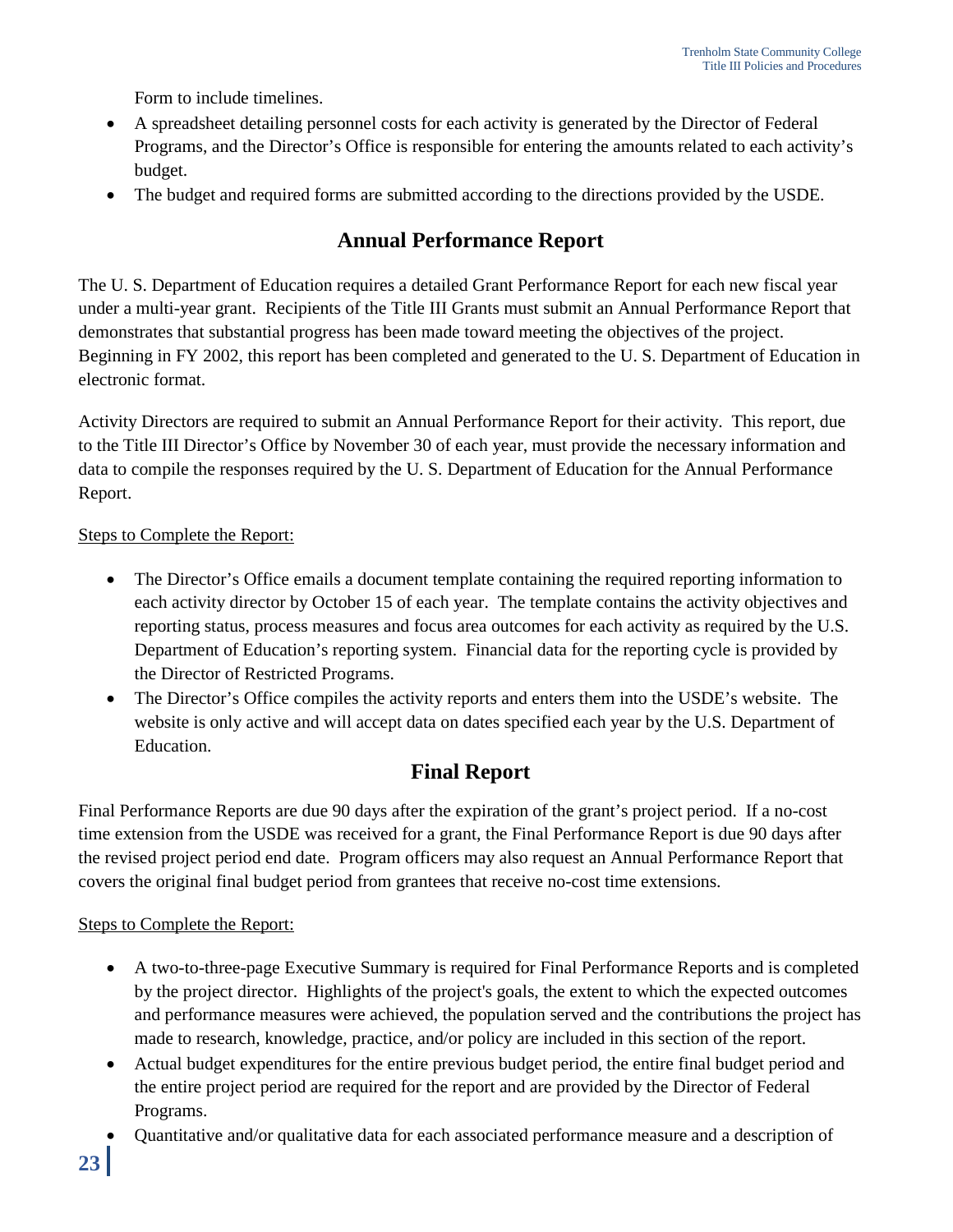Form to include timelines.

- A spreadsheet detailing personnel costs for each activity is generated by the Director of Federal Programs, and the Director's Office is responsible for entering the amounts related to each activity's budget.
- The budget and required forms are submitted according to the directions provided by the USDE.

## Annual Performance Report

The U. S. Department of Education requires a detailed Grant Performance Report for each new fiscal year under a multi-year grant. Recipients of the Title III Grants must submit an Annual Performance Report that demonstrates that substantial progress has been made toward meeting the objectives of the project. Beginning in FY 2002, this report has been completed and generated to the U. S. Department of Education in electronic format.

Activity Directors are required to submit an Annual Performance Report for their activity. This report, due to the Title III Director's Office by November 30 of each year, must provide the necessary information and data to compile the responses required by the U. S. Department of Education for the Annual Performance Report.

<u>Steps to Complete the Report:</u>

- The Director's Office emails a document template containing the required reporting information to each activity director by October 15 of each year. The template contains the activity objectives and reporting status, process measures and focus area outcomes for each activity as required by the U.S. Department of Education's reporting system. Financial data for the reporting cycle is provided by the Director of Restricted Programs.
- The Director's Office compiles the activity reports and enters them into the USDE's website. The website is only active and will accept data on dates specified each year by the U.S. Department of Education.

## Final Report

Final Performance Reports are due 90 days after the expiration of the grant's project period. If a no-cost time extension from the USDE was received for a grant, the Final Performance Report is due 90 days after the revised project period end date. Program officers may also request an Annual Performance Report that covers the original final budget period from grantees that receive no-cost time extensions.

<u>Steps to Complete the Report:</u>

- A two-to-three-page Executive Summary is required for Final Performance Reports and is completed by the project director. Highlights of the project's goals, the extent to which the expected outcomes and performance measures were achieved, the population served and the contributions the project has made to research, knowledge, practice, and/or policy are included in this section of the report.
- Actual budget expenditures for the entire previous budget period, the entire final budget period and the entire project period are required for the report and are provided by the Director of Federal Programs.
- Quantitative and/or qualitative data for each associated performance measure and a description of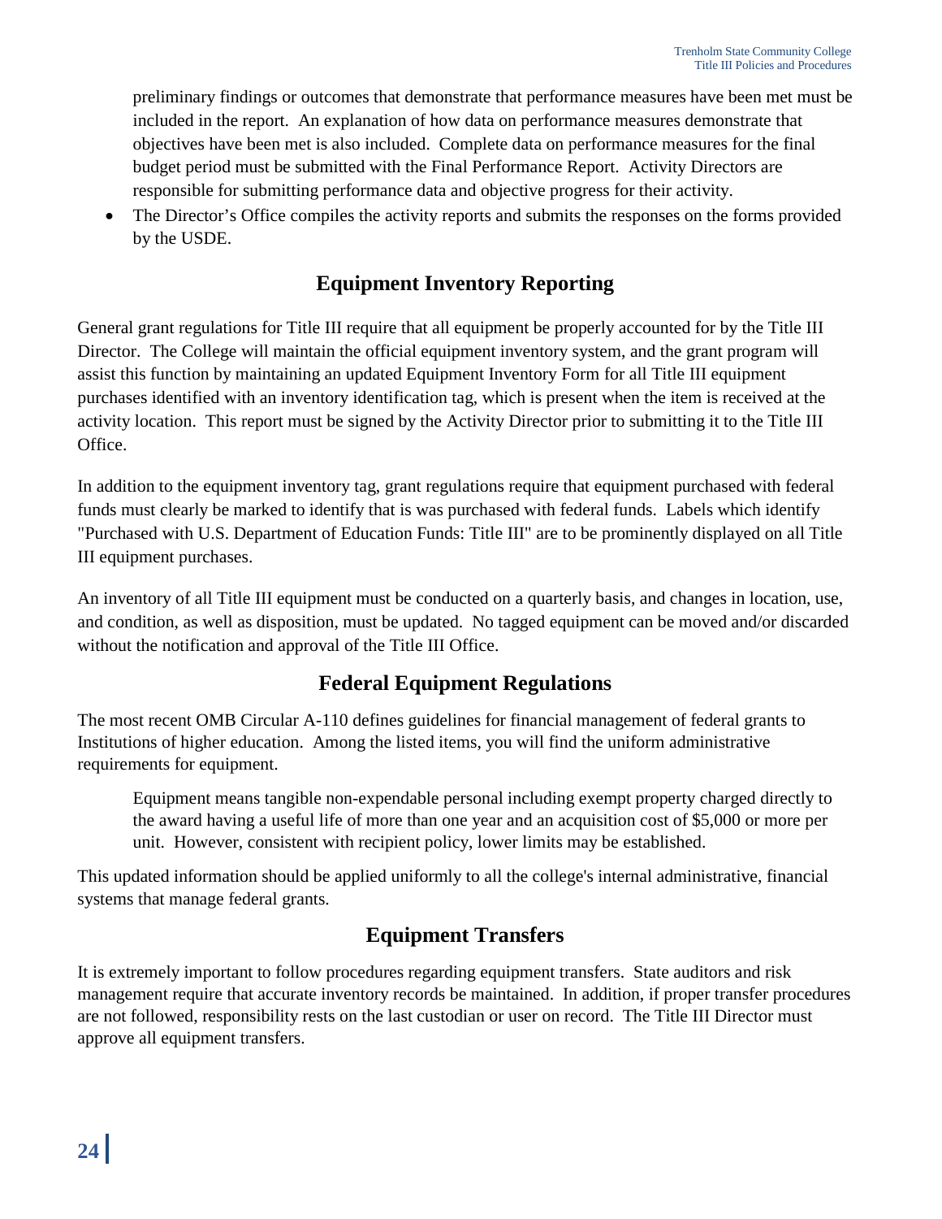preliminary findings or outcomes that demonstrate that performance measures have been met must be included in the report. An explanation of how data on performance measures demonstrate that objectives have been met is also included. Complete data on performance measures for the final budget period must be submitted with the Final Performance Report. Activity Directors are responsible for submitting performance data and objective progress for their activity.

- The Director's Office compiles the activity reports and submits the responses on the forms provided by the USDE.

## Equipment Inventory Reporting

General grant regulations for Title III require that all equipment be properly accounted for by the Title III Director. The College will maintain the official equipment inventory system, and the grant program will assist this function by maintaining an updated Equipment Inventory Form for all Title III equipment purchases identified with an inventory identification tag, which is present when the item is received at the activity location. This report must be signed by the Activity Director prior to submitting it to the Title III Office.

In addition to the equipment inventory tag, grant regulations require that equipment purchased with federal funds must clearly be marked to identify that is was purchased with federal funds. Labels which identify "Purchased with U.S. Department of Education Funds: Title III" are to be prominently displayed on all Title III equipment purchases.

An inventory of all Title III equipment must be conducted on a quarterly basis, and changes in location, use, and condition, as well as disposition, must be updated. No tagged equipment can be moved and/or discarded without the notification and approval of the Title III Office.

## Federal Equipment Regulations

The most recent OMB Circular A-110 defines guidelines for financial management of federal grants to Institutions of higher education. Among the listed items, you will find the uniform administrative requirements for equipment.

> Equipment means tangible non-expendable personal including exempt property charged directly to the award having a useful life of more than one year and an acquisition cost of $5,000 or more per unit. However, consistent with recipient policy, lower limits may be established.

This updated information should be applied uniformly to all the college's internal administrative, financial systems that manage federal grants.

## Equipment Transfers

It is extremely important to follow procedures regarding equipment transfers. State auditors and risk management require that accurate inventory records be maintained. In addition, if proper transfer procedures are not followed, responsibility rests on the last custodian or user on record. The Title III Director must approve all equipment transfers.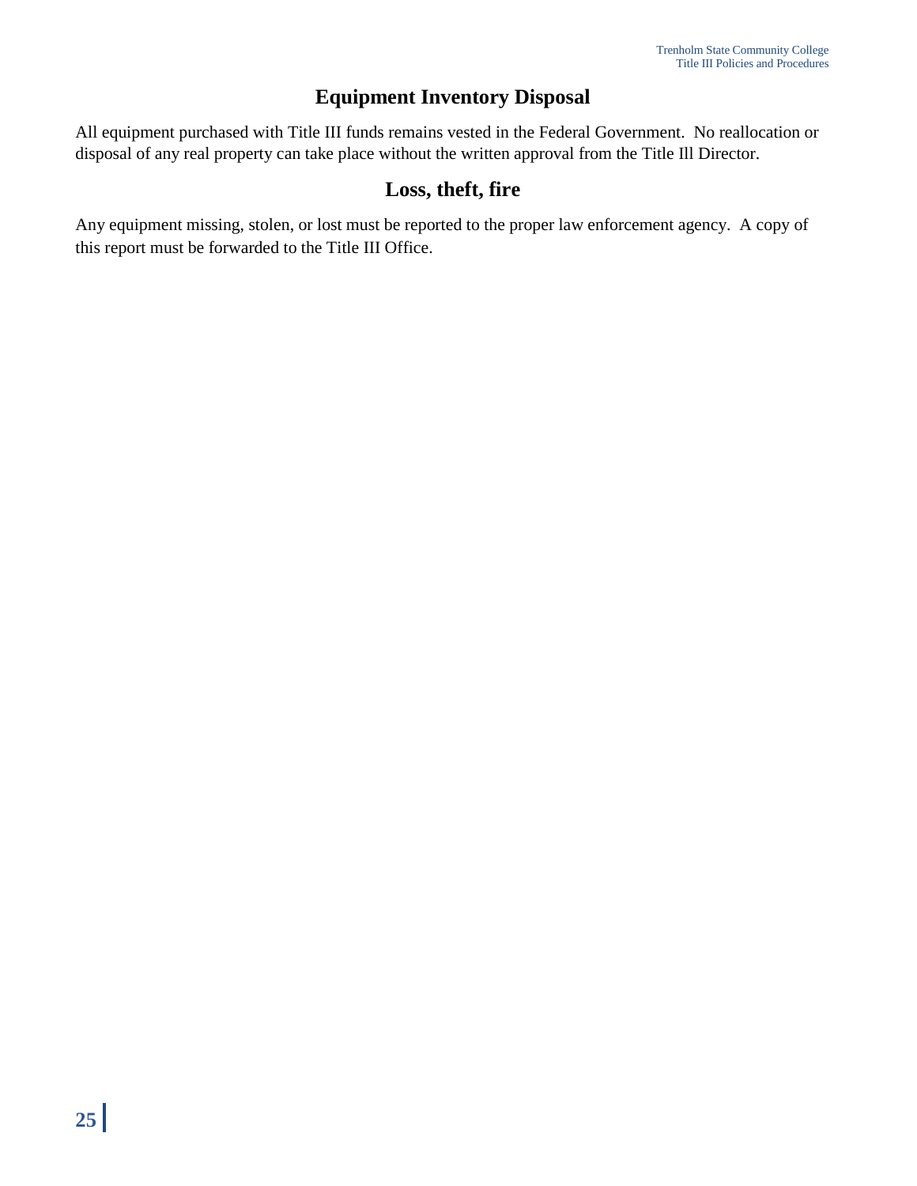## Equipment Inventory Disposal

All equipment purchased with Title III funds remains vested in the Federal Government. No reallocation or disposal of any real property can take place without the written approval from the Title Ill Director.

## Loss, theft, fire

Any equipment missing, stolen, or lost must be reported to the proper law enforcement agency. A copy of this report must be forwarded to the Title III Office.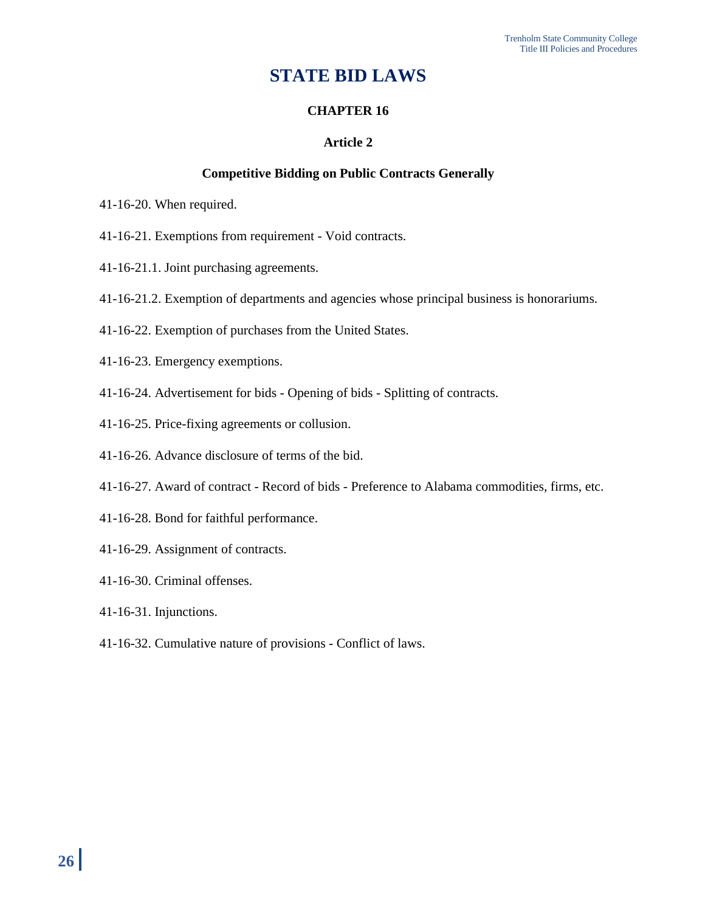# STATE BID LAWS

## CHAPTER 16

### Article 2

### Competitive Bidding on Public Contracts Generally

41-16-20. When required.

41-16-21. Exemptions from requirement - Void contracts.

41-16-21.1. Joint purchasing agreements.

41-16-21.2. Exemption of departments and agencies whose principal business is honorariums.

41-16-22. Exemption of purchases from the United States.

41-16-23. Emergency exemptions.

41-16-24. Advertisement for bids - Opening of bids - Splitting of contracts.

41-16-25. Price-fixing agreements or collusion.

41-16-26. Advance disclosure of terms of the bid.

41-16-27. Award of contract - Record of bids - Preference to Alabama commodities, firms, etc.

41-16-28. Bond for faithful performance.

41-16-29. Assignment of contracts.

41-16-30. Criminal offenses.

41-16-31. Injunctions.

41-16-32. Cumulative nature of provisions - Conflict of laws.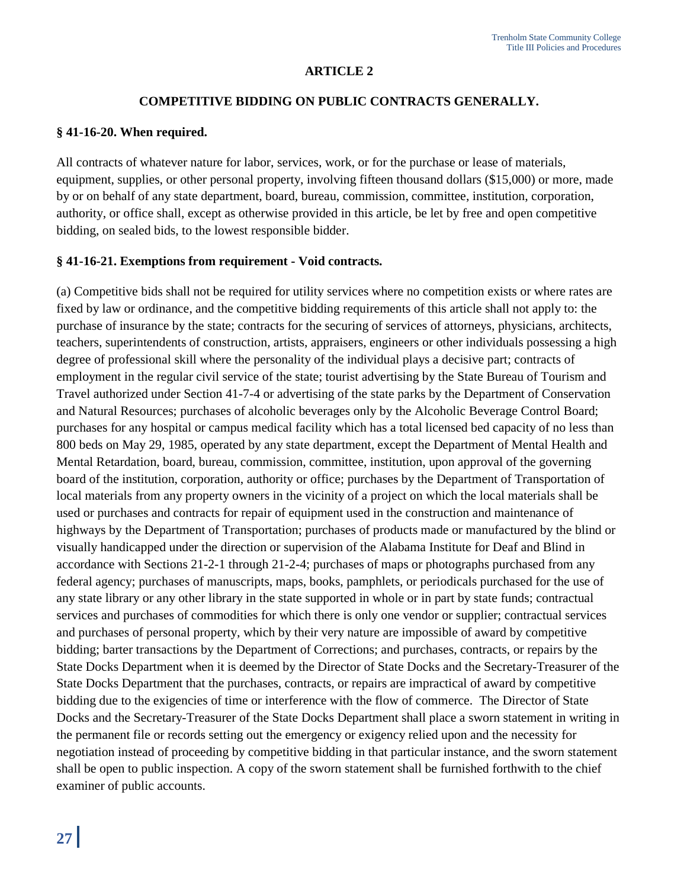## ARTICLE 2

### COMPETITIVE BIDDING ON PUBLIC CONTRACTS GENERALLY.

**§ 41-16-20. When required.**

All contracts of whatever nature for labor, services, work, or for the purchase or lease of materials, equipment, supplies, or other personal property, involving fifteen thousand dollars ($15,000) or more, made by or on behalf of any state department, board, bureau, commission, committee, institution, corporation, authority, or office shall, except as otherwise provided in this article, be let by free and open competitive bidding, on sealed bids, to the lowest responsible bidder.

**§ 41-16-21. Exemptions from requirement - Void contracts.**

(a) Competitive bids shall not be required for utility services where no competition exists or where rates are fixed by law or ordinance, and the competitive bidding requirements of this article shall not apply to: the purchase of insurance by the state; contracts for the securing of services of attorneys, physicians, architects, teachers, superintendents of construction, artists, appraisers, engineers or other individuals possessing a high degree of professional skill where the personality of the individual plays a decisive part; contracts of employment in the regular civil service of the state; tourist advertising by the State Bureau of Tourism and Travel authorized under Section 41-7-4 or advertising of the state parks by the Department of Conservation and Natural Resources; purchases of alcoholic beverages only by the Alcoholic Beverage Control Board; purchases for any hospital or campus medical facility which has a total licensed bed capacity of no less than 800 beds on May 29, 1985, operated by any state department, except the Department of Mental Health and Mental Retardation, board, bureau, commission, committee, institution, upon approval of the governing board of the institution, corporation, authority or office; purchases by the Department of Transportation of local materials from any property owners in the vicinity of a project on which the local materials shall be used or purchases and contracts for repair of equipment used in the construction and maintenance of highways by the Department of Transportation; purchases of products made or manufactured by the blind or visually handicapped under the direction or supervision of the Alabama Institute for Deaf and Blind in accordance with Sections 21-2-1 through 21-2-4; purchases of maps or photographs purchased from any federal agency; purchases of manuscripts, maps, books, pamphlets, or periodicals purchased for the use of any state library or any other library in the state supported in whole or in part by state funds; contractual services and purchases of commodities for which there is only one vendor or supplier; contractual services and purchases of personal property, which by their very nature are impossible of award by competitive bidding; barter transactions by the Department of Corrections; and purchases, contracts, or repairs by the State Docks Department when it is deemed by the Director of State Docks and the Secretary-Treasurer of the State Docks Department that the purchases, contracts, or repairs are impractical of award by competitive bidding due to the exigencies of time or interference with the flow of commerce. The Director of State Docks and the Secretary-Treasurer of the State Docks Department shall place a sworn statement in writing in the permanent file or records setting out the emergency or exigency relied upon and the necessity for negotiation instead of proceeding by competitive bidding in that particular instance, and the sworn statement shall be open to public inspection. A copy of the sworn statement shall be furnished forthwith to the chief examiner of public accounts.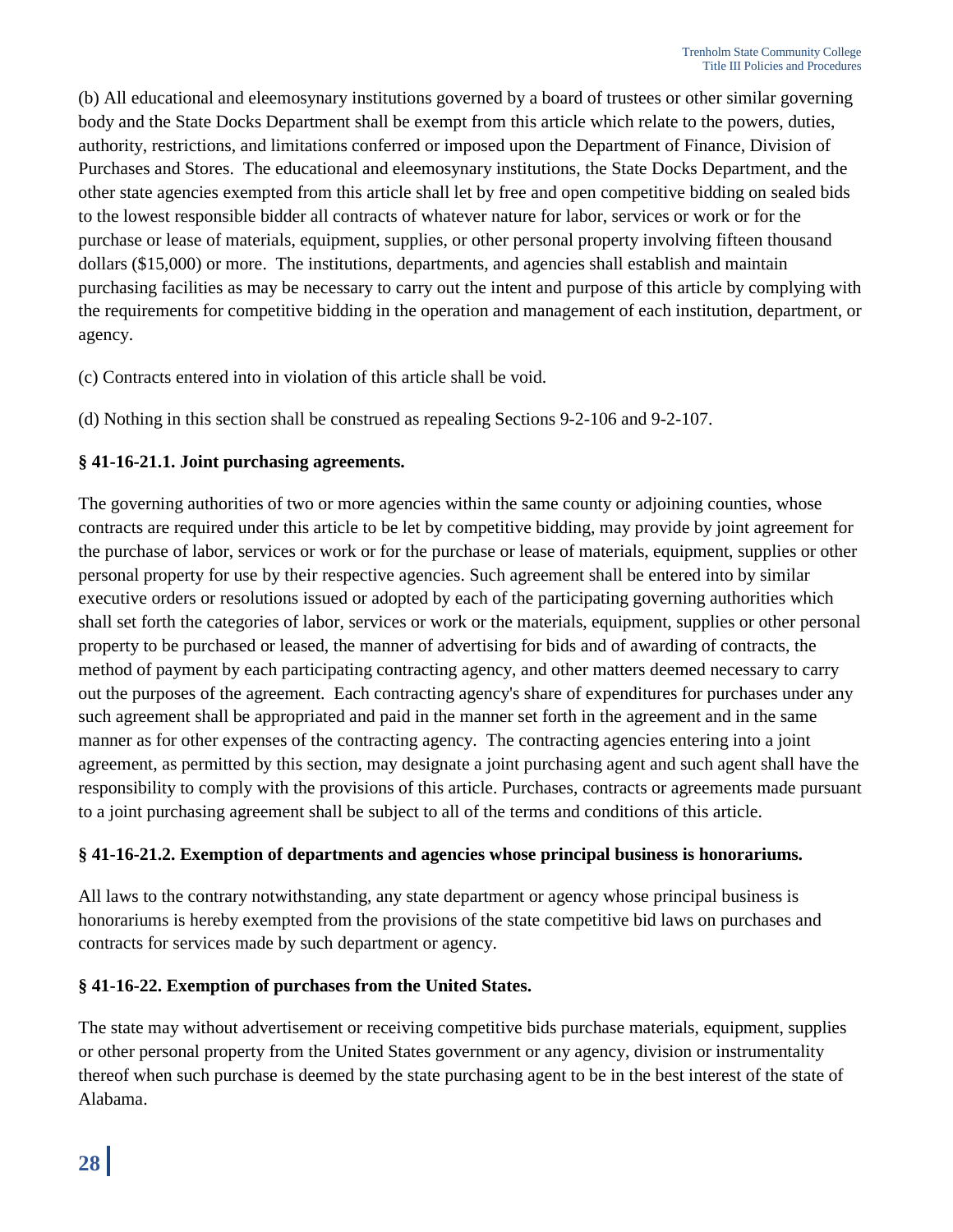(b) All educational and eleemosynary institutions governed by a board of trustees or other similar governing body and the State Docks Department shall be exempt from this article which relate to the powers, duties, authority, restrictions, and limitations conferred or imposed upon the Department of Finance, Division of Purchases and Stores. The educational and eleemosynary institutions, the State Docks Department, and the other state agencies exempted from this article shall let by free and open competitive bidding on sealed bids to the lowest responsible bidder all contracts of whatever nature for labor, services or work or for the purchase or lease of materials, equipment, supplies, or other personal property involving fifteen thousand dollars ($15,000) or more. The institutions, departments, and agencies shall establish and maintain purchasing facilities as may be necessary to carry out the intent and purpose of this article by complying with the requirements for competitive bidding in the operation and management of each institution, department, or agency.

(c) Contracts entered into in violation of this article shall be void.

(d) Nothing in this section shall be construed as repealing Sections 9-2-106 and 9-2-107.

**§ 41-16-21.1. Joint purchasing agreements.**

The governing authorities of two or more agencies within the same county or adjoining counties, whose contracts are required under this article to be let by competitive bidding, may provide by joint agreement for the purchase of labor, services or work or for the purchase or lease of materials, equipment, supplies or other personal property for use by their respective agencies. Such agreement shall be entered into by similar executive orders or resolutions issued or adopted by each of the participating governing authorities which shall set forth the categories of labor, services or work or the materials, equipment, supplies or other personal property to be purchased or leased, the manner of advertising for bids and of awarding of contracts, the method of payment by each participating contracting agency, and other matters deemed necessary to carry out the purposes of the agreement. Each contracting agency's share of expenditures for purchases under any such agreement shall be appropriated and paid in the manner set forth in the agreement and in the same manner as for other expenses of the contracting agency. The contracting agencies entering into a joint agreement, as permitted by this section, may designate a joint purchasing agent and such agent shall have the responsibility to comply with the provisions of this article. Purchases, contracts or agreements made pursuant to a joint purchasing agreement shall be subject to all of the terms and conditions of this article.

**§ 41-16-21.2. Exemption of departments and agencies whose principal business is honorariums.**

All laws to the contrary notwithstanding, any state department or agency whose principal business is honorariums is hereby exempted from the provisions of the state competitive bid laws on purchases and contracts for services made by such department or agency.

**§ 41-16-22. Exemption of purchases from the United States.**

The state may without advertisement or receiving competitive bids purchase materials, equipment, supplies or other personal property from the United States government or any agency, division or instrumentality thereof when such purchase is deemed by the state purchasing agent to be in the best interest of the state of Alabama.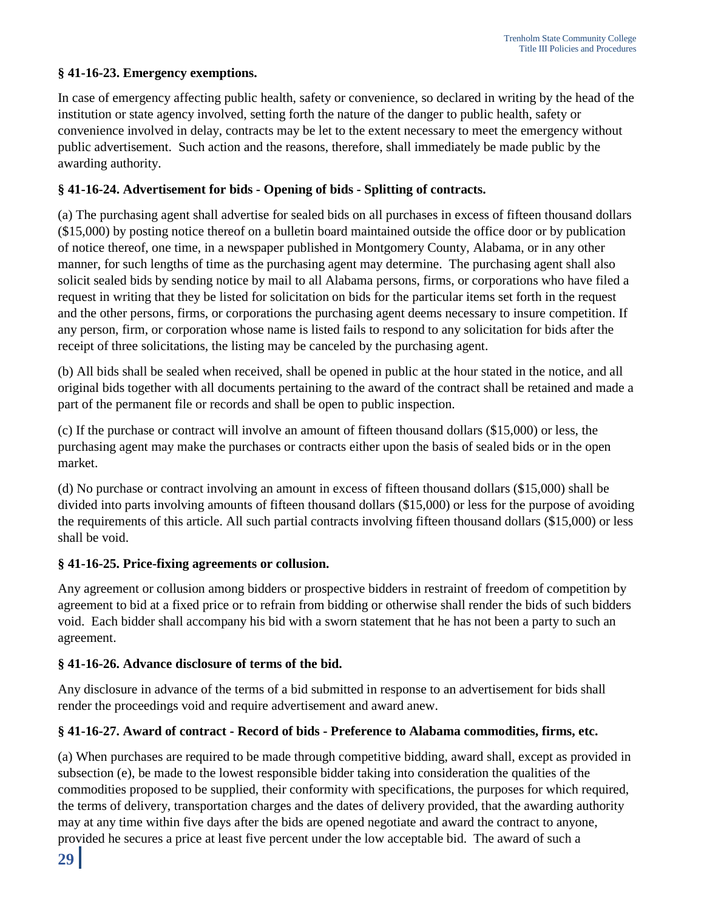### § 41-16-23. Emergency exemptions.

In case of emergency affecting public health, safety or convenience, so declared in writing by the head of the institution or state agency involved, setting forth the nature of the danger to public health, safety or convenience involved in delay, contracts may be let to the extent necessary to meet the emergency without public advertisement. Such action and the reasons, therefore, shall immediately be made public by the awarding authority.

### § 41-16-24. Advertisement for bids - Opening of bids - Splitting of contracts.

(a) The purchasing agent shall advertise for sealed bids on all purchases in excess of fifteen thousand dollars ($15,000) by posting notice thereof on a bulletin board maintained outside the office door or by publication of notice thereof, one time, in a newspaper published in Montgomery County, Alabama, or in any other manner, for such lengths of time as the purchasing agent may determine. The purchasing agent shall also solicit sealed bids by sending notice by mail to all Alabama persons, firms, or corporations who have filed a request in writing that they be listed for solicitation on bids for the particular items set forth in the request and the other persons, firms, or corporations the purchasing agent deems necessary to insure competition. If any person, firm, or corporation whose name is listed fails to respond to any solicitation for bids after the receipt of three solicitations, the listing may be canceled by the purchasing agent.

(b) All bids shall be sealed when received, shall be opened in public at the hour stated in the notice, and all original bids together with all documents pertaining to the award of the contract shall be retained and made a part of the permanent file or records and shall be open to public inspection.

(c) If the purchase or contract will involve an amount of fifteen thousand dollars ($15,000) or less, the purchasing agent may make the purchases or contracts either upon the basis of sealed bids or in the open market.

(d) No purchase or contract involving an amount in excess of fifteen thousand dollars ($15,000) shall be divided into parts involving amounts of fifteen thousand dollars ($15,000) or less for the purpose of avoiding the requirements of this article. All such partial contracts involving fifteen thousand dollars ($15,000) or less shall be void.

### § 41-16-25. Price-fixing agreements or collusion.

Any agreement or collusion among bidders or prospective bidders in restraint of freedom of competition by agreement to bid at a fixed price or to refrain from bidding or otherwise shall render the bids of such bidders void. Each bidder shall accompany his bid with a sworn statement that he has not been a party to such an agreement.

### § 41-16-26. Advance disclosure of terms of the bid.

Any disclosure in advance of the terms of a bid submitted in response to an advertisement for bids shall render the proceedings void and require advertisement and award anew.

### § 41-16-27. Award of contract - Record of bids - Preference to Alabama commodities, firms, etc.

(a) When purchases are required to be made through competitive bidding, award shall, except as provided in subsection (e), be made to the lowest responsible bidder taking into consideration the qualities of the commodities proposed to be supplied, their conformity with specifications, the purposes for which required, the terms of delivery, transportation charges and the dates of delivery provided, that the awarding authority may at any time within five days after the bids are opened negotiate and award the contract to anyone, provided he secures a price at least five percent under the low acceptable bid. The award of such a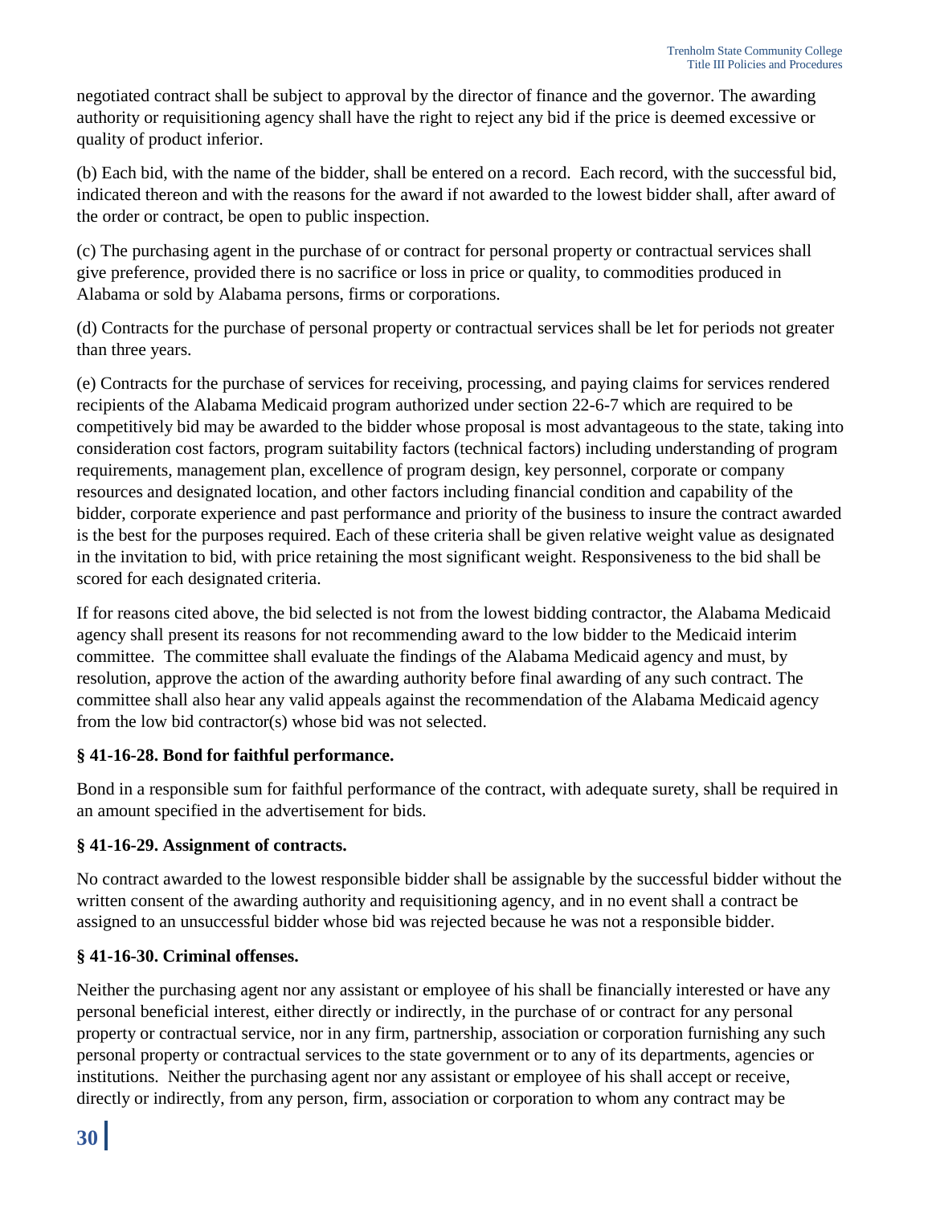negotiated contract shall be subject to approval by the director of finance and the governor. The awarding authority or requisitioning agency shall have the right to reject any bid if the price is deemed excessive or quality of product inferior.

(b) Each bid, with the name of the bidder, shall be entered on a record. Each record, with the successful bid, indicated thereon and with the reasons for the award if not awarded to the lowest bidder shall, after award of the order or contract, be open to public inspection.

(c) The purchasing agent in the purchase of or contract for personal property or contractual services shall give preference, provided there is no sacrifice or loss in price or quality, to commodities produced in Alabama or sold by Alabama persons, firms or corporations.

(d) Contracts for the purchase of personal property or contractual services shall be let for periods not greater than three years.

(e) Contracts for the purchase of services for receiving, processing, and paying claims for services rendered recipients of the Alabama Medicaid program authorized under section 22-6-7 which are required to be competitively bid may be awarded to the bidder whose proposal is most advantageous to the state, taking into consideration cost factors, program suitability factors (technical factors) including understanding of program requirements, management plan, excellence of program design, key personnel, corporate or company resources and designated location, and other factors including financial condition and capability of the bidder, corporate experience and past performance and priority of the business to insure the contract awarded is the best for the purposes required. Each of these criteria shall be given relative weight value as designated in the invitation to bid, with price retaining the most significant weight. Responsiveness to the bid shall be scored for each designated criteria.

If for reasons cited above, the bid selected is not from the lowest bidding contractor, the Alabama Medicaid agency shall present its reasons for not recommending award to the low bidder to the Medicaid interim committee. The committee shall evaluate the findings of the Alabama Medicaid agency and must, by resolution, approve the action of the awarding authority before final awarding of any such contract. The committee shall also hear any valid appeals against the recommendation of the Alabama Medicaid agency from the low bid contractor(s) whose bid was not selected.

**§ 41-16-28. Bond for faithful performance.**

Bond in a responsible sum for faithful performance of the contract, with adequate surety, shall be required in an amount specified in the advertisement for bids.

**§ 41-16-29. Assignment of contracts.**

No contract awarded to the lowest responsible bidder shall be assignable by the successful bidder without the written consent of the awarding authority and requisitioning agency, and in no event shall a contract be assigned to an unsuccessful bidder whose bid was rejected because he was not a responsible bidder.

**§ 41-16-30. Criminal offenses.**

Neither the purchasing agent nor any assistant or employee of his shall be financially interested or have any personal beneficial interest, either directly or indirectly, in the purchase of or contract for any personal property or contractual service, nor in any firm, partnership, association or corporation furnishing any such personal property or contractual services to the state government or to any of its departments, agencies or institutions. Neither the purchasing agent nor any assistant or employee of his shall accept or receive, directly or indirectly, from any person, firm, association or corporation to whom any contract may be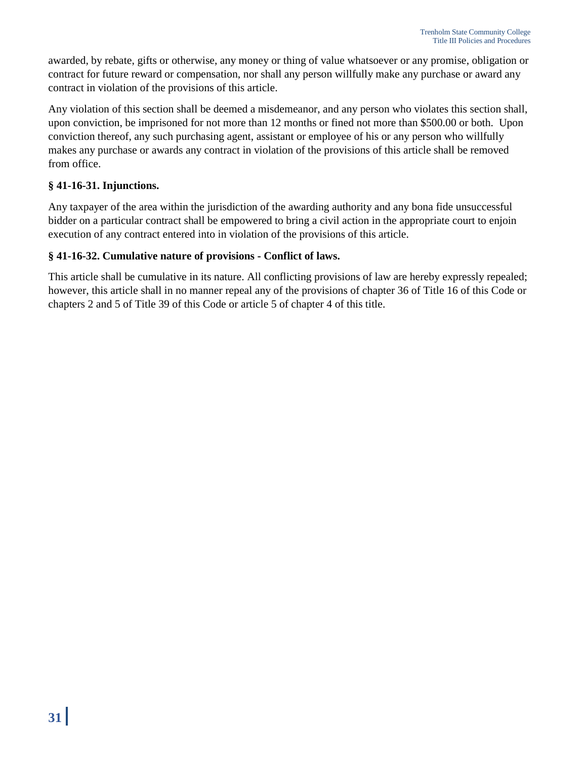awarded, by rebate, gifts or otherwise, any money or thing of value whatsoever or any promise, obligation or contract for future reward or compensation, nor shall any person willfully make any purchase or award any contract in violation of the provisions of this article.

Any violation of this section shall be deemed a misdemeanor, and any person who violates this section shall, upon conviction, be imprisoned for not more than 12 months or fined not more than $500.00 or both. Upon conviction thereof, any such purchasing agent, assistant or employee of his or any person who willfully makes any purchase or awards any contract in violation of the provisions of this article shall be removed from office.

**§ 41-16-31. Injunctions.**

Any taxpayer of the area within the jurisdiction of the awarding authority and any bona fide unsuccessful bidder on a particular contract shall be empowered to bring a civil action in the appropriate court to enjoin execution of any contract entered into in violation of the provisions of this article.

**§ 41-16-32. Cumulative nature of provisions - Conflict of laws.**

This article shall be cumulative in its nature. All conflicting provisions of law are hereby expressly repealed; however, this article shall in no manner repeal any of the provisions of chapter 36 of Title 16 of this Code or chapters 2 and 5 of Title 39 of this Code or article 5 of chapter 4 of this title.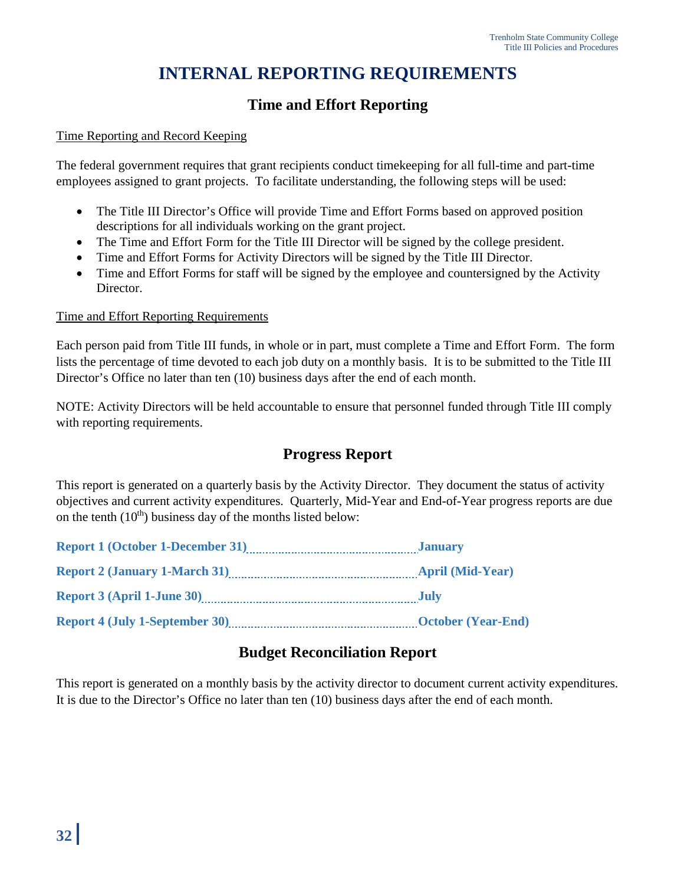# INTERNAL REPORTING REQUIREMENTS

## Time and Effort Reporting

Time Reporting and Record Keeping

The federal government requires that grant recipients conduct timekeeping for all full-time and part-time employees assigned to grant projects. To facilitate understanding, the following steps will be used:

- The Title III Director's Office will provide Time and Effort Forms based on approved position descriptions for all individuals working on the grant project.
- The Time and Effort Form for the Title III Director will be signed by the college president.
- Time and Effort Forms for Activity Directors will be signed by the Title III Director.
- Time and Effort Forms for staff will be signed by the employee and countersigned by the Activity Director.

Time and Effort Reporting Requirements

Each person paid from Title III funds, in whole or in part, must complete a Time and Effort Form. The form lists the percentage of time devoted to each job duty on a monthly basis. It is to be submitted to the Title III Director's Office no later than ten (10) business days after the end of each month.

NOTE: Activity Directors will be held accountable to ensure that personnel funded through Title III comply with reporting requirements.

## Progress Report

This report is generated on a quarterly basis by the Activity Director. They document the status of activity objectives and current activity expenditures. Quarterly, Mid-Year and End-of-Year progress reports are due on the tenth (10th) business day of the months listed below:

**Report 1 (October 1-December 31)** .......... **January**

**Report 2 (January 1-March 31)** .......... **April (Mid-Year)**

**Report 3 (April 1-June 30)** .......... **July**

**Report 4 (July 1-September 30)** .......... **October (Year-End)**

## Budget Reconciliation Report

This report is generated on a monthly basis by the activity director to document current activity expenditures. It is due to the Director's Office no later than ten (10) business days after the end of each month.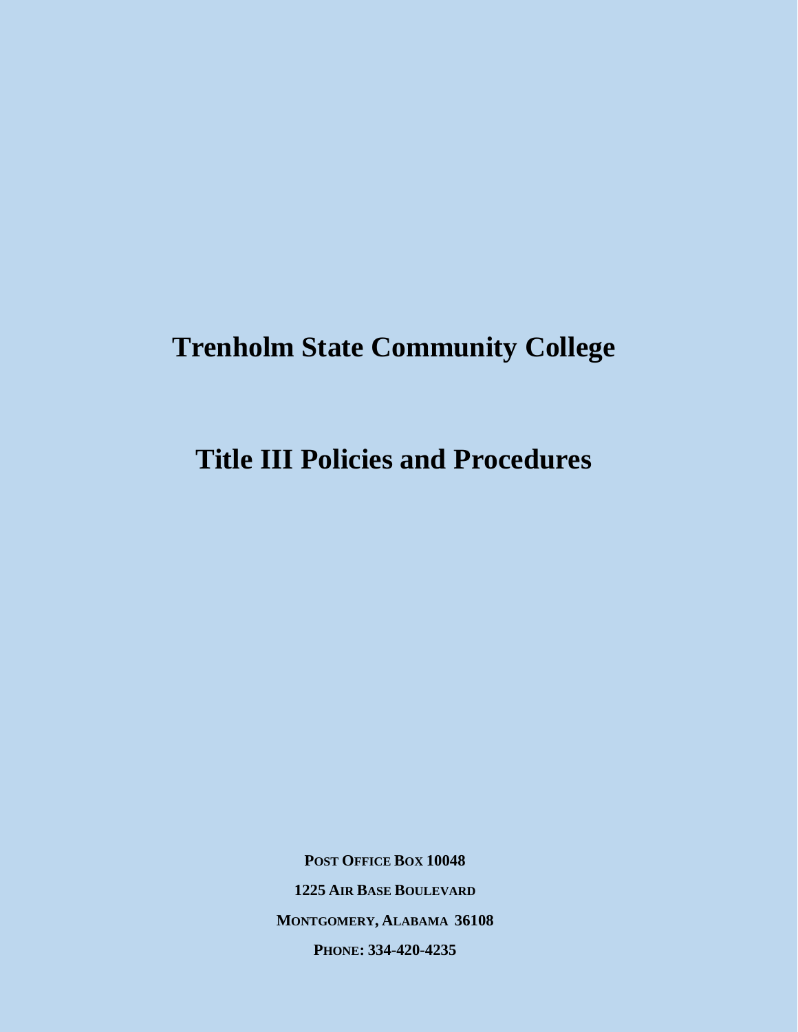# Trenholm State Community College

# Title III Policies and Procedures

**POST OFFICE BOX 10048**

**1225 AIR BASE BOULEVARD**

**MONTGOMERY, ALABAMA 36108**

**PHONE: 334-420-4235**